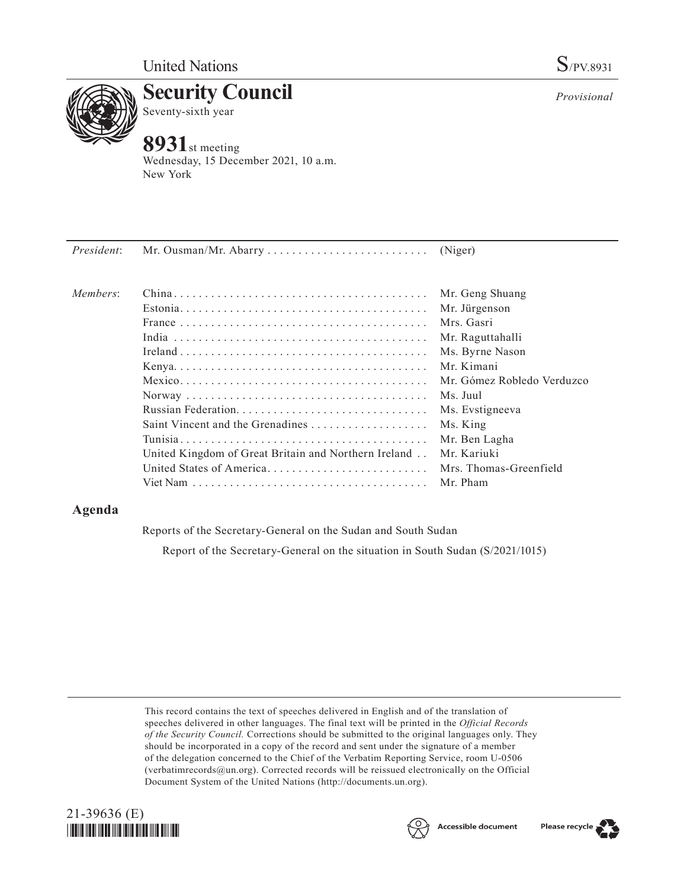United Nations S/PV.8931

# Security Council

Seventy-sixth year

*Provisional*

## 8931st meeting

Wednesday, 15 December 2021, 10 a.m.
New York

| | | |
|---|---|---|
| *President*: | Mr. Ousman/Mr. Abarry | (Niger) |
| *Members*: | China | Mr. Geng Shuang |
| | Estonia | Mr. Jürgenson |
| | France | Mrs. Gasri |
| | India | Mr. Raguttahalli |
| | Ireland | Ms. Byrne Nason |
| | Kenya | Mr. Kimani |
| | Mexico | Mr. Gómez Robledo Verduzco |
| | Norway | Ms. Juul |
| | Russian Federation | Ms. Evstigneeva |
| | Saint Vincent and the Grenadines | Ms. King |
| | Tunisia | Mr. Ben Lagha |
| | United Kingdom of Great Britain and Northern Ireland | Mr. Kariuki |
| | United States of America | Mrs. Thomas-Greenfield |
| | Viet Nam | Mr. Pham |

## Agenda

Reports of the Secretary-General on the Sudan and South Sudan

Report of the Secretary-General on the situation in South Sudan (S/2021/1015)

This record contains the text of speeches delivered in English and of the translation of speeches delivered in other languages. The final text will be printed in the *Official Records of the Security Council.* Corrections should be submitted to the original languages only. They should be incorporated in a copy of the record and sent under the signature of a member of the delegation concerned to the Chief of the Verbatim Reporting Service, room U-0506 (verbatimrecords@un.org). Corrected records will be reissued electronically on the Official Document System of the United Nations (http://documents.un.org).

21-39636 (E)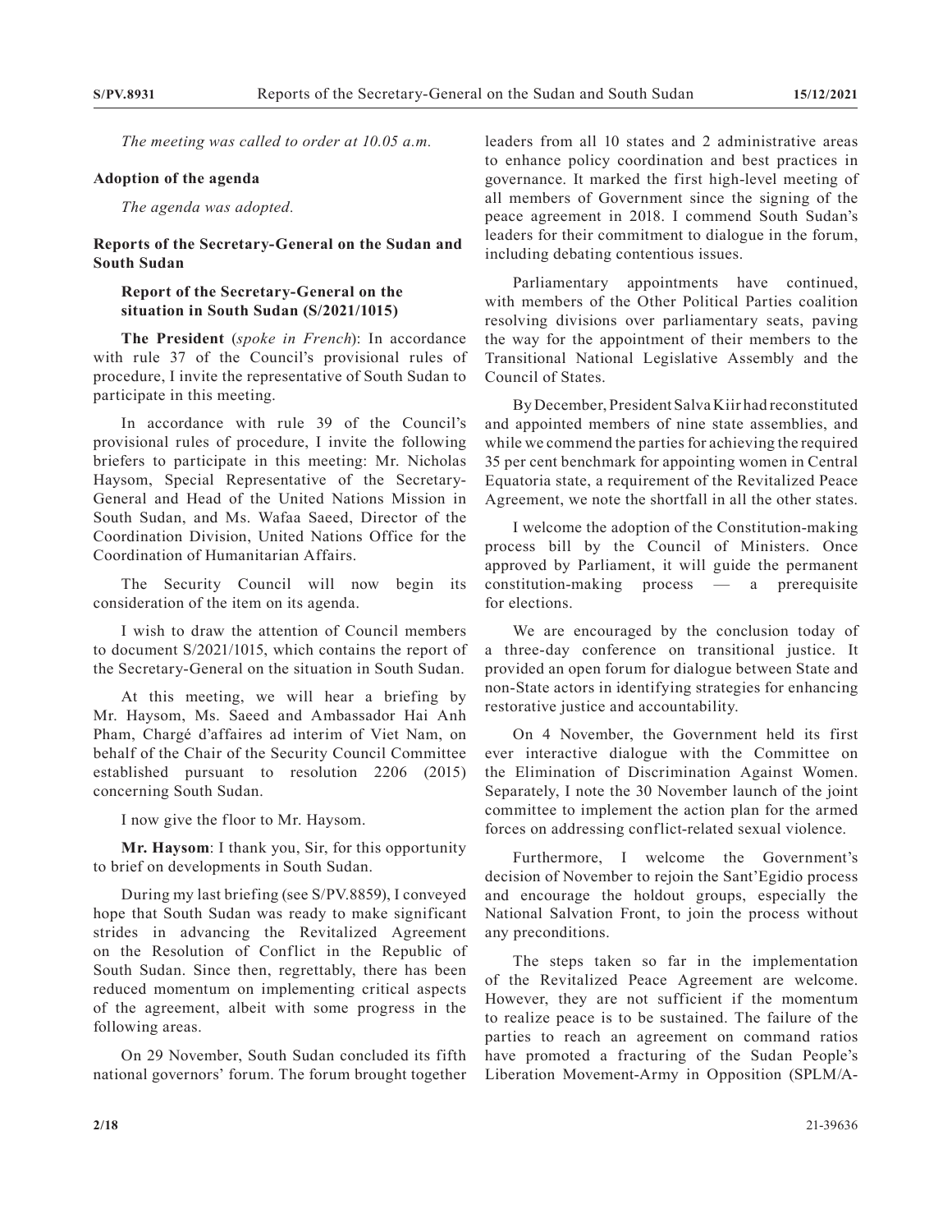*The meeting was called to order at 10.05 a.m.*

**Adoption of the agenda**

*The agenda was adopted.*

**Reports of the Secretary-General on the Sudan and South Sudan**

**Report of the Secretary-General on the situation in South Sudan (S/2021/1015)**

**The President** (*spoke in French*): In accordance with rule 37 of the Council's provisional rules of procedure, I invite the representative of South Sudan to participate in this meeting.

In accordance with rule 39 of the Council's provisional rules of procedure, I invite the following briefers to participate in this meeting: Mr. Nicholas Haysom, Special Representative of the Secretary-General and Head of the United Nations Mission in South Sudan, and Ms. Wafaa Saeed, Director of the Coordination Division, United Nations Office for the Coordination of Humanitarian Affairs.

The Security Council will now begin its consideration of the item on its agenda.

I wish to draw the attention of Council members to document S/2021/1015, which contains the report of the Secretary-General on the situation in South Sudan.

At this meeting, we will hear a briefing by Mr. Haysom, Ms. Saeed and Ambassador Hai Anh Pham, Chargé d'affaires ad interim of Viet Nam, on behalf of the Chair of the Security Council Committee established pursuant to resolution 2206 (2015) concerning South Sudan.

I now give the floor to Mr. Haysom.

**Mr. Haysom**: I thank you, Sir, for this opportunity to brief on developments in South Sudan.

During my last briefing (see S/PV.8859), I conveyed hope that South Sudan was ready to make significant strides in advancing the Revitalized Agreement on the Resolution of Conflict in the Republic of South Sudan. Since then, regrettably, there has been reduced momentum on implementing critical aspects of the agreement, albeit with some progress in the following areas.

On 29 November, South Sudan concluded its fifth national governors' forum. The forum brought together leaders from all 10 states and 2 administrative areas to enhance policy coordination and best practices in governance. It marked the first high-level meeting of all members of Government since the signing of the peace agreement in 2018. I commend South Sudan's leaders for their commitment to dialogue in the forum, including debating contentious issues.

Parliamentary appointments have continued, with members of the Other Political Parties coalition resolving divisions over parliamentary seats, paving the way for the appointment of their members to the Transitional National Legislative Assembly and the Council of States.

By December, President Salva Kiir had reconstituted and appointed members of nine state assemblies, and while we commend the parties for achieving the required 35 per cent benchmark for appointing women in Central Equatoria state, a requirement of the Revitalized Peace Agreement, we note the shortfall in all the other states.

I welcome the adoption of the Constitution-making process bill by the Council of Ministers. Once approved by Parliament, it will guide the permanent constitution-making process — a prerequisite for elections.

We are encouraged by the conclusion today of a three-day conference on transitional justice. It provided an open forum for dialogue between State and non-State actors in identifying strategies for enhancing restorative justice and accountability.

On 4 November, the Government held its first ever interactive dialogue with the Committee on the Elimination of Discrimination Against Women. Separately, I note the 30 November launch of the joint committee to implement the action plan for the armed forces on addressing conflict-related sexual violence.

Furthermore, I welcome the Government's decision of November to rejoin the Sant'Egidio process and encourage the holdout groups, especially the National Salvation Front, to join the process without any preconditions.

The steps taken so far in the implementation of the Revitalized Peace Agreement are welcome. However, they are not sufficient if the momentum to realize peace is to be sustained. The failure of the parties to reach an agreement on command ratios have promoted a fracturing of the Sudan People's Liberation Movement-Army in Opposition (SPLM/A-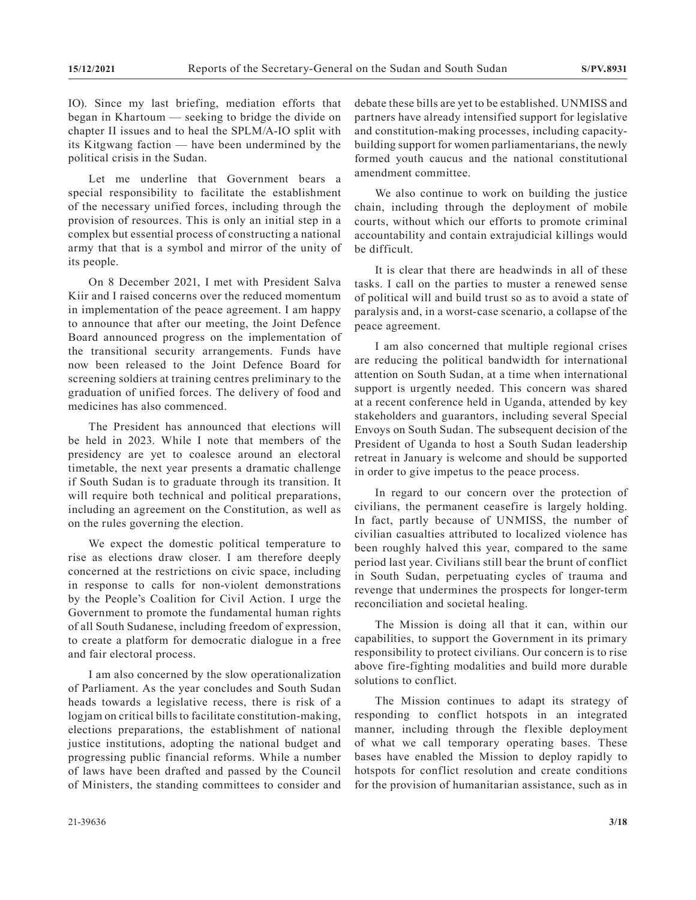IO). Since my last briefing, mediation efforts that began in Khartoum — seeking to bridge the divide on chapter II issues and to heal the SPLM/A-IO split with its Kitgwang faction — have been undermined by the political crisis in the Sudan.

Let me underline that Government bears a special responsibility to facilitate the establishment of the necessary unified forces, including through the provision of resources. This is only an initial step in a complex but essential process of constructing a national army that that is a symbol and mirror of the unity of its people.

On 8 December 2021, I met with President Salva Kiir and I raised concerns over the reduced momentum in implementation of the peace agreement. I am happy to announce that after our meeting, the Joint Defence Board announced progress on the implementation of the transitional security arrangements. Funds have now been released to the Joint Defence Board for screening soldiers at training centres preliminary to the graduation of unified forces. The delivery of food and medicines has also commenced.

The President has announced that elections will be held in 2023. While I note that members of the presidency are yet to coalesce around an electoral timetable, the next year presents a dramatic challenge if South Sudan is to graduate through its transition. It will require both technical and political preparations, including an agreement on the Constitution, as well as on the rules governing the election.

We expect the domestic political temperature to rise as elections draw closer. I am therefore deeply concerned at the restrictions on civic space, including in response to calls for non-violent demonstrations by the People's Coalition for Civil Action. I urge the Government to promote the fundamental human rights of all South Sudanese, including freedom of expression, to create a platform for democratic dialogue in a free and fair electoral process.

I am also concerned by the slow operationalization of Parliament. As the year concludes and South Sudan heads towards a legislative recess, there is risk of a logjam on critical bills to facilitate constitution-making, elections preparations, the establishment of national justice institutions, adopting the national budget and progressing public financial reforms. While a number of laws have been drafted and passed by the Council of Ministers, the standing committees to consider and debate these bills are yet to be established. UNMISS and partners have already intensified support for legislative and constitution-making processes, including capacity-building support for women parliamentarians, the newly formed youth caucus and the national constitutional amendment committee.

We also continue to work on building the justice chain, including through the deployment of mobile courts, without which our efforts to promote criminal accountability and contain extrajudicial killings would be difficult.

It is clear that there are headwinds in all of these tasks. I call on the parties to muster a renewed sense of political will and build trust so as to avoid a state of paralysis and, in a worst-case scenario, a collapse of the peace agreement.

I am also concerned that multiple regional crises are reducing the political bandwidth for international attention on South Sudan, at a time when international support is urgently needed. This concern was shared at a recent conference held in Uganda, attended by key stakeholders and guarantors, including several Special Envoys on South Sudan. The subsequent decision of the President of Uganda to host a South Sudan leadership retreat in January is welcome and should be supported in order to give impetus to the peace process.

In regard to our concern over the protection of civilians, the permanent ceasefire is largely holding. In fact, partly because of UNMISS, the number of civilian casualties attributed to localized violence has been roughly halved this year, compared to the same period last year. Civilians still bear the brunt of conflict in South Sudan, perpetuating cycles of trauma and revenge that undermines the prospects for longer-term reconciliation and societal healing.

The Mission is doing all that it can, within our capabilities, to support the Government in its primary responsibility to protect civilians. Our concern is to rise above fire-fighting modalities and build more durable solutions to conflict.

The Mission continues to adapt its strategy of responding to conflict hotspots in an integrated manner, including through the flexible deployment of what we call temporary operating bases. These bases have enabled the Mission to deploy rapidly to hotspots for conflict resolution and create conditions for the provision of humanitarian assistance, such as in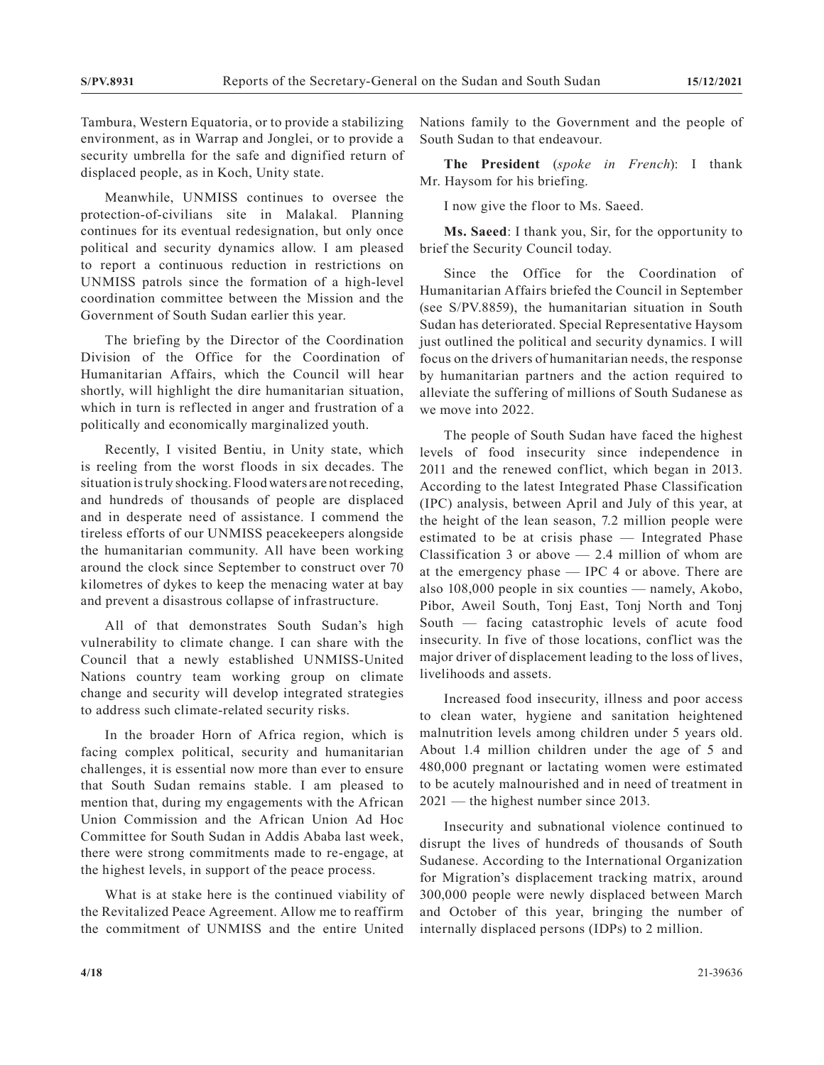Tambura, Western Equatoria, or to provide a stabilizing environment, as in Warrap and Jonglei, or to provide a security umbrella for the safe and dignified return of displaced people, as in Koch, Unity state.

Meanwhile, UNMISS continues to oversee the protection-of-civilians site in Malakal. Planning continues for its eventual redesignation, but only once political and security dynamics allow. I am pleased to report a continuous reduction in restrictions on UNMISS patrols since the formation of a high-level coordination committee between the Mission and the Government of South Sudan earlier this year.

The briefing by the Director of the Coordination Division of the Office for the Coordination of Humanitarian Affairs, which the Council will hear shortly, will highlight the dire humanitarian situation, which in turn is reflected in anger and frustration of a politically and economically marginalized youth.

Recently, I visited Bentiu, in Unity state, which is reeling from the worst floods in six decades. The situation is truly shocking. Flood waters are not receding, and hundreds of thousands of people are displaced and in desperate need of assistance. I commend the tireless efforts of our UNMISS peacekeepers alongside the humanitarian community. All have been working around the clock since September to construct over 70 kilometres of dykes to keep the menacing water at bay and prevent a disastrous collapse of infrastructure.

All of that demonstrates South Sudan's high vulnerability to climate change. I can share with the Council that a newly established UNMISS-United Nations country team working group on climate change and security will develop integrated strategies to address such climate-related security risks.

In the broader Horn of Africa region, which is facing complex political, security and humanitarian challenges, it is essential now more than ever to ensure that South Sudan remains stable. I am pleased to mention that, during my engagements with the African Union Commission and the African Union Ad Hoc Committee for South Sudan in Addis Ababa last week, there were strong commitments made to re-engage, at the highest levels, in support of the peace process.

What is at stake here is the continued viability of the Revitalized Peace Agreement. Allow me to reaffirm the commitment of UNMISS and the entire United Nations family to the Government and the people of South Sudan to that endeavour.

**The President** (*spoke in French*): I thank Mr. Haysom for his briefing.

I now give the floor to Ms. Saeed.

**Ms. Saeed**: I thank you, Sir, for the opportunity to brief the Security Council today.

Since the Office for the Coordination of Humanitarian Affairs briefed the Council in September (see S/PV.8859), the humanitarian situation in South Sudan has deteriorated. Special Representative Haysom just outlined the political and security dynamics. I will focus on the drivers of humanitarian needs, the response by humanitarian partners and the action required to alleviate the suffering of millions of South Sudanese as we move into 2022.

The people of South Sudan have faced the highest levels of food insecurity since independence in 2011 and the renewed conflict, which began in 2013. According to the latest Integrated Phase Classification (IPC) analysis, between April and July of this year, at the height of the lean season, 7.2 million people were estimated to be at crisis phase — Integrated Phase Classification 3 or above — 2.4 million of whom are at the emergency phase — IPC 4 or above. There are also 108,000 people in six counties — namely, Akobo, Pibor, Aweil South, Tonj East, Tonj North and Tonj South — facing catastrophic levels of acute food insecurity. In five of those locations, conflict was the major driver of displacement leading to the loss of lives, livelihoods and assets.

Increased food insecurity, illness and poor access to clean water, hygiene and sanitation heightened malnutrition levels among children under 5 years old. About 1.4 million children under the age of 5 and 480,000 pregnant or lactating women were estimated to be acutely malnourished and in need of treatment in 2021 — the highest number since 2013.

Insecurity and subnational violence continued to disrupt the lives of hundreds of thousands of South Sudanese. According to the International Organization for Migration's displacement tracking matrix, around 300,000 people were newly displaced between March and October of this year, bringing the number of internally displaced persons (IDPs) to 2 million.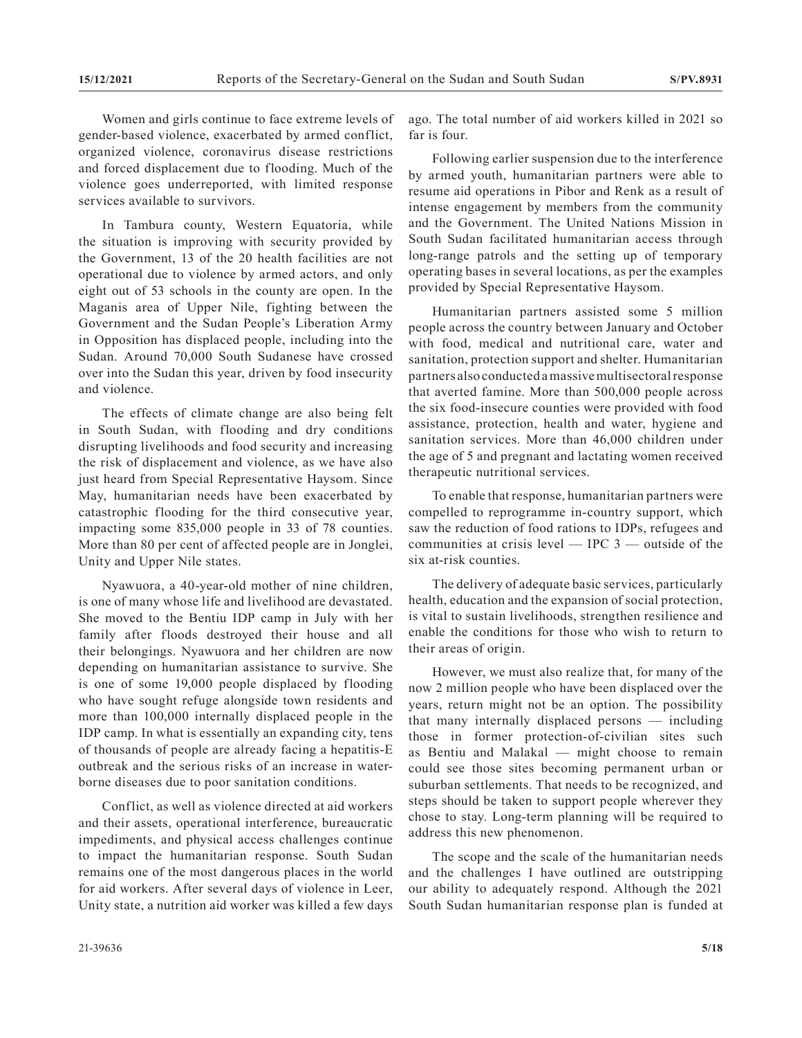Women and girls continue to face extreme levels of gender-based violence, exacerbated by armed conflict, organized violence, coronavirus disease restrictions and forced displacement due to flooding. Much of the violence goes underreported, with limited response services available to survivors.

In Tambura county, Western Equatoria, while the situation is improving with security provided by the Government, 13 of the 20 health facilities are not operational due to violence by armed actors, and only eight out of 53 schools in the county are open. In the Maganis area of Upper Nile, fighting between the Government and the Sudan People's Liberation Army in Opposition has displaced people, including into the Sudan. Around 70,000 South Sudanese have crossed over into the Sudan this year, driven by food insecurity and violence.

The effects of climate change are also being felt in South Sudan, with flooding and dry conditions disrupting livelihoods and food security and increasing the risk of displacement and violence, as we have also just heard from Special Representative Haysom. Since May, humanitarian needs have been exacerbated by catastrophic flooding for the third consecutive year, impacting some 835,000 people in 33 of 78 counties. More than 80 per cent of affected people are in Jonglei, Unity and Upper Nile states.

Nyawuora, a 40-year-old mother of nine children, is one of many whose life and livelihood are devastated. She moved to the Bentiu IDP camp in July with her family after floods destroyed their house and all their belongings. Nyawuora and her children are now depending on humanitarian assistance to survive. She is one of some 19,000 people displaced by flooding who have sought refuge alongside town residents and more than 100,000 internally displaced people in the IDP camp. In what is essentially an expanding city, tens of thousands of people are already facing a hepatitis-E outbreak and the serious risks of an increase in water-borne diseases due to poor sanitation conditions.

Conflict, as well as violence directed at aid workers and their assets, operational interference, bureaucratic impediments, and physical access challenges continue to impact the humanitarian response. South Sudan remains one of the most dangerous places in the world for aid workers. After several days of violence in Leer, Unity state, a nutrition aid worker was killed a few days ago. The total number of aid workers killed in 2021 so far is four.

Following earlier suspension due to the interference by armed youth, humanitarian partners were able to resume aid operations in Pibor and Renk as a result of intense engagement by members from the community and the Government. The United Nations Mission in South Sudan facilitated humanitarian access through long-range patrols and the setting up of temporary operating bases in several locations, as per the examples provided by Special Representative Haysom.

Humanitarian partners assisted some 5 million people across the country between January and October with food, medical and nutritional care, water and sanitation, protection support and shelter. Humanitarian partners also conducted a massive multisectoral response that averted famine. More than 500,000 people across the six food-insecure counties were provided with food assistance, protection, health and water, hygiene and sanitation services. More than 46,000 children under the age of 5 and pregnant and lactating women received therapeutic nutritional services.

To enable that response, humanitarian partners were compelled to reprogramme in-country support, which saw the reduction of food rations to IDPs, refugees and communities at crisis level — IPC 3 — outside of the six at-risk counties.

The delivery of adequate basic services, particularly health, education and the expansion of social protection, is vital to sustain livelihoods, strengthen resilience and enable the conditions for those who wish to return to their areas of origin.

However, we must also realize that, for many of the now 2 million people who have been displaced over the years, return might not be an option. The possibility that many internally displaced persons — including those in former protection-of-civilian sites such as Bentiu and Malakal — might choose to remain could see those sites becoming permanent urban or suburban settlements. That needs to be recognized, and steps should be taken to support people wherever they chose to stay. Long-term planning will be required to address this new phenomenon.

The scope and the scale of the humanitarian needs and the challenges I have outlined are outstripping our ability to adequately respond. Although the 2021 South Sudan humanitarian response plan is funded at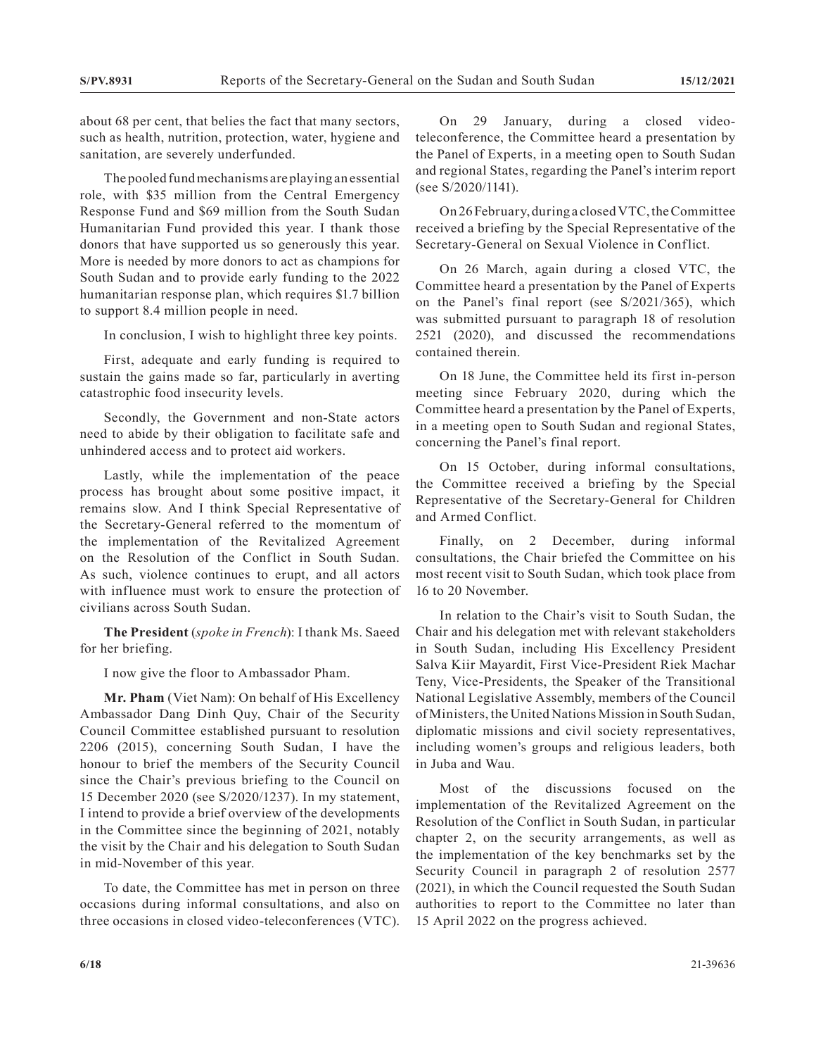about 68 per cent, that belies the fact that many sectors, such as health, nutrition, protection, water, hygiene and sanitation, are severely underfunded.

The pooled fund mechanisms are playing an essential role, with $35 million from the Central Emergency Response Fund and $69 million from the South Sudan Humanitarian Fund provided this year. I thank those donors that have supported us so generously this year. More is needed by more donors to act as champions for South Sudan and to provide early funding to the 2022 humanitarian response plan, which requires $1.7 billion to support 8.4 million people in need.

In conclusion, I wish to highlight three key points.

First, adequate and early funding is required to sustain the gains made so far, particularly in averting catastrophic food insecurity levels.

Secondly, the Government and non-State actors need to abide by their obligation to facilitate safe and unhindered access and to protect aid workers.

Lastly, while the implementation of the peace process has brought about some positive impact, it remains slow. And I think Special Representative of the Secretary-General referred to the momentum of the implementation of the Revitalized Agreement on the Resolution of the Conflict in South Sudan. As such, violence continues to erupt, and all actors with influence must work to ensure the protection of civilians across South Sudan.

**The President** (*spoke in French*): I thank Ms. Saeed for her briefing.

I now give the floor to Ambassador Pham.

**Mr. Pham** (Viet Nam): On behalf of His Excellency Ambassador Dang Dinh Quy, Chair of the Security Council Committee established pursuant to resolution 2206 (2015), concerning South Sudan, I have the honour to brief the members of the Security Council since the Chair's previous briefing to the Council on 15 December 2020 (see S/2020/1237). In my statement, I intend to provide a brief overview of the developments in the Committee since the beginning of 2021, notably the visit by the Chair and his delegation to South Sudan in mid-November of this year.

To date, the Committee has met in person on three occasions during informal consultations, and also on three occasions in closed video-teleconferences (VTC).

On 29 January, during a closed video-teleconference, the Committee heard a presentation by the Panel of Experts, in a meeting open to South Sudan and regional States, regarding the Panel's interim report (see S/2020/1141).

On 26 February, during a closed VTC, the Committee received a briefing by the Special Representative of the Secretary-General on Sexual Violence in Conflict.

On 26 March, again during a closed VTC, the Committee heard a presentation by the Panel of Experts on the Panel's final report (see S/2021/365), which was submitted pursuant to paragraph 18 of resolution 2521 (2020), and discussed the recommendations contained therein.

On 18 June, the Committee held its first in-person meeting since February 2020, during which the Committee heard a presentation by the Panel of Experts, in a meeting open to South Sudan and regional States, concerning the Panel's final report.

On 15 October, during informal consultations, the Committee received a briefing by the Special Representative of the Secretary-General for Children and Armed Conflict.

Finally, on 2 December, during informal consultations, the Chair briefed the Committee on his most recent visit to South Sudan, which took place from 16 to 20 November.

In relation to the Chair's visit to South Sudan, the Chair and his delegation met with relevant stakeholders in South Sudan, including His Excellency President Salva Kiir Mayardit, First Vice-President Riek Machar Teny, Vice-Presidents, the Speaker of the Transitional National Legislative Assembly, members of the Council of Ministers, the United Nations Mission in South Sudan, diplomatic missions and civil society representatives, including women's groups and religious leaders, both in Juba and Wau.

Most of the discussions focused on the implementation of the Revitalized Agreement on the Resolution of the Conflict in South Sudan, in particular chapter 2, on the security arrangements, as well as the implementation of the key benchmarks set by the Security Council in paragraph 2 of resolution 2577 (2021), in which the Council requested the South Sudan authorities to report to the Committee no later than 15 April 2022 on the progress achieved.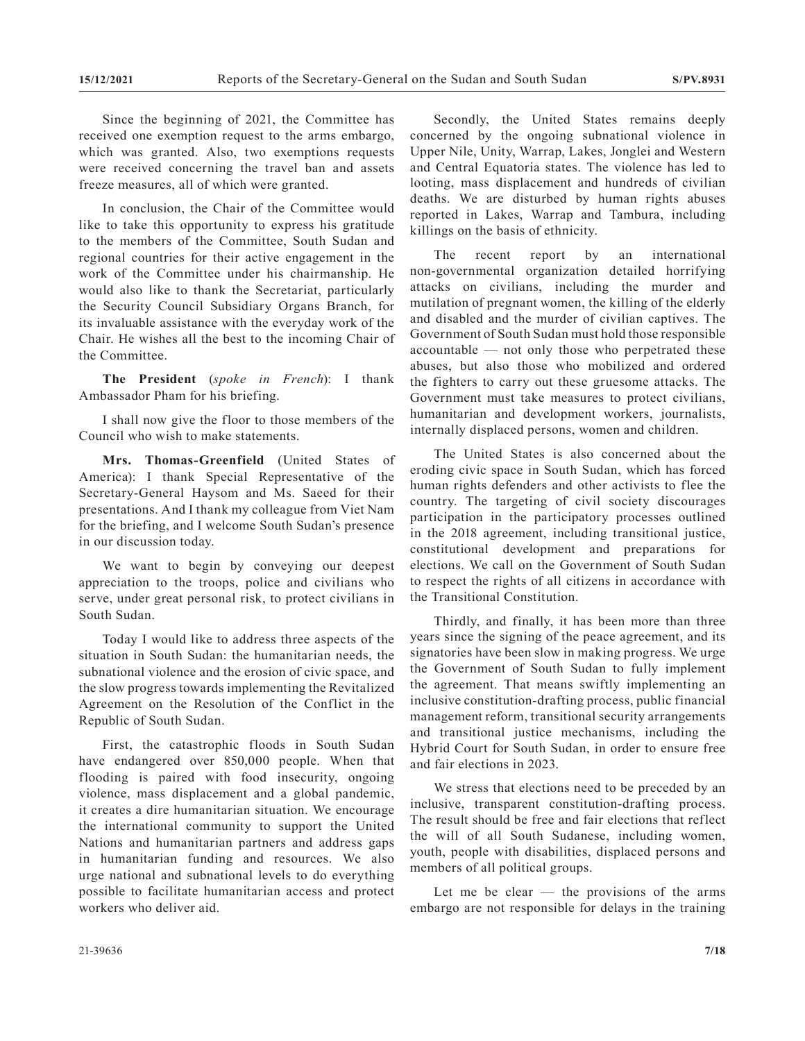Since the beginning of 2021, the Committee has received one exemption request to the arms embargo, which was granted. Also, two exemptions requests were received concerning the travel ban and assets freeze measures, all of which were granted.

In conclusion, the Chair of the Committee would like to take this opportunity to express his gratitude to the members of the Committee, South Sudan and regional countries for their active engagement in the work of the Committee under his chairmanship. He would also like to thank the Secretariat, particularly the Security Council Subsidiary Organs Branch, for its invaluable assistance with the everyday work of the Chair. He wishes all the best to the incoming Chair of the Committee.

**The President** (*spoke in French*): I thank Ambassador Pham for his briefing.

I shall now give the floor to those members of the Council who wish to make statements.

**Mrs. Thomas-Greenfield** (United States of America): I thank Special Representative of the Secretary-General Haysom and Ms. Saeed for their presentations. And I thank my colleague from Viet Nam for the briefing, and I welcome South Sudan's presence in our discussion today.

We want to begin by conveying our deepest appreciation to the troops, police and civilians who serve, under great personal risk, to protect civilians in South Sudan.

Today I would like to address three aspects of the situation in South Sudan: the humanitarian needs, the subnational violence and the erosion of civic space, and the slow progress towards implementing the Revitalized Agreement on the Resolution of the Conflict in the Republic of South Sudan.

First, the catastrophic floods in South Sudan have endangered over 850,000 people. When that flooding is paired with food insecurity, ongoing violence, mass displacement and a global pandemic, it creates a dire humanitarian situation. We encourage the international community to support the United Nations and humanitarian partners and address gaps in humanitarian funding and resources. We also urge national and subnational levels to do everything possible to facilitate humanitarian access and protect workers who deliver aid.

Secondly, the United States remains deeply concerned by the ongoing subnational violence in Upper Nile, Unity, Warrap, Lakes, Jonglei and Western and Central Equatoria states. The violence has led to looting, mass displacement and hundreds of civilian deaths. We are disturbed by human rights abuses reported in Lakes, Warrap and Tambura, including killings on the basis of ethnicity.

The recent report by an international non-governmental organization detailed horrifying attacks on civilians, including the murder and mutilation of pregnant women, the killing of the elderly and disabled and the murder of civilian captives. The Government of South Sudan must hold those responsible accountable — not only those who perpetrated these abuses, but also those who mobilized and ordered the fighters to carry out these gruesome attacks. The Government must take measures to protect civilians, humanitarian and development workers, journalists, internally displaced persons, women and children.

The United States is also concerned about the eroding civic space in South Sudan, which has forced human rights defenders and other activists to flee the country. The targeting of civil society discourages participation in the participatory processes outlined in the 2018 agreement, including transitional justice, constitutional development and preparations for elections. We call on the Government of South Sudan to respect the rights of all citizens in accordance with the Transitional Constitution.

Thirdly, and finally, it has been more than three years since the signing of the peace agreement, and its signatories have been slow in making progress. We urge the Government of South Sudan to fully implement the agreement. That means swiftly implementing an inclusive constitution-drafting process, public financial management reform, transitional security arrangements and transitional justice mechanisms, including the Hybrid Court for South Sudan, in order to ensure free and fair elections in 2023.

We stress that elections need to be preceded by an inclusive, transparent constitution-drafting process. The result should be free and fair elections that reflect the will of all South Sudanese, including women, youth, people with disabilities, displaced persons and members of all political groups.

Let me be clear — the provisions of the arms embargo are not responsible for delays in the training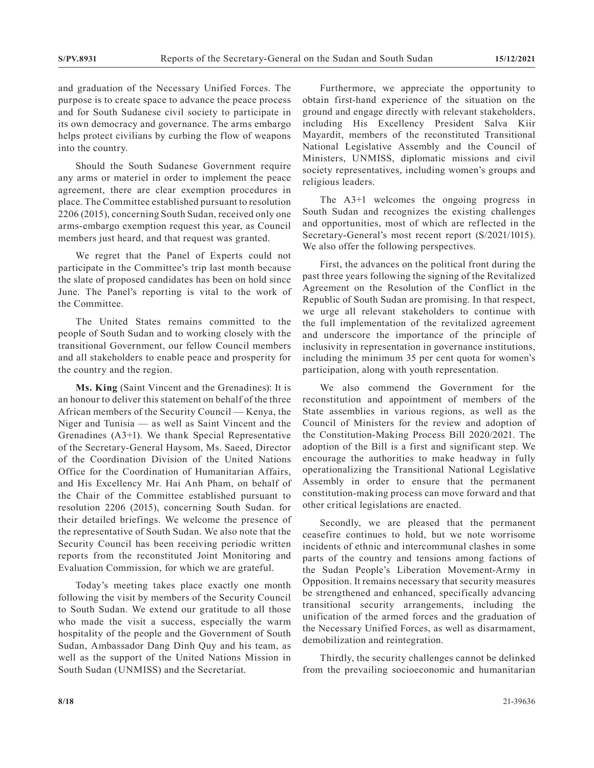and graduation of the Necessary Unified Forces. The purpose is to create space to advance the peace process and for South Sudanese civil society to participate in its own democracy and governance. The arms embargo helps protect civilians by curbing the flow of weapons into the country.

Should the South Sudanese Government require any arms or materiel in order to implement the peace agreement, there are clear exemption procedures in place. The Committee established pursuant to resolution 2206 (2015), concerning South Sudan, received only one arms-embargo exemption request this year, as Council members just heard, and that request was granted.

We regret that the Panel of Experts could not participate in the Committee's trip last month because the slate of proposed candidates has been on hold since June. The Panel's reporting is vital to the work of the Committee.

The United States remains committed to the people of South Sudan and to working closely with the transitional Government, our fellow Council members and all stakeholders to enable peace and prosperity for the country and the region.

**Ms. King** (Saint Vincent and the Grenadines): It is an honour to deliver this statement on behalf of the three African members of the Security Council — Kenya, the Niger and Tunisia — as well as Saint Vincent and the Grenadines (A3+1). We thank Special Representative of the Secretary-General Haysom, Ms. Saeed, Director of the Coordination Division of the United Nations Office for the Coordination of Humanitarian Affairs, and His Excellency Mr. Hai Anh Pham, on behalf of the Chair of the Committee established pursuant to resolution 2206 (2015), concerning South Sudan. for their detailed briefings. We welcome the presence of the representative of South Sudan. We also note that the Security Council has been receiving periodic written reports from the reconstituted Joint Monitoring and Evaluation Commission, for which we are grateful.

Today's meeting takes place exactly one month following the visit by members of the Security Council to South Sudan. We extend our gratitude to all those who made the visit a success, especially the warm hospitality of the people and the Government of South Sudan, Ambassador Dang Dinh Quy and his team, as well as the support of the United Nations Mission in South Sudan (UNMISS) and the Secretariat.

Furthermore, we appreciate the opportunity to obtain first-hand experience of the situation on the ground and engage directly with relevant stakeholders, including His Excellency President Salva Kiir Mayardit, members of the reconstituted Transitional National Legislative Assembly and the Council of Ministers, UNMISS, diplomatic missions and civil society representatives, including women's groups and religious leaders.

The A3+1 welcomes the ongoing progress in South Sudan and recognizes the existing challenges and opportunities, most of which are reflected in the Secretary-General's most recent report (S/2021/1015). We also offer the following perspectives.

First, the advances on the political front during the past three years following the signing of the Revitalized Agreement on the Resolution of the Conflict in the Republic of South Sudan are promising. In that respect, we urge all relevant stakeholders to continue with the full implementation of the revitalized agreement and underscore the importance of the principle of inclusivity in representation in governance institutions, including the minimum 35 per cent quota for women's participation, along with youth representation.

We also commend the Government for the reconstitution and appointment of members of the State assemblies in various regions, as well as the Council of Ministers for the review and adoption of the Constitution-Making Process Bill 2020/2021. The adoption of the Bill is a first and significant step. We encourage the authorities to make headway in fully operationalizing the Transitional National Legislative Assembly in order to ensure that the permanent constitution-making process can move forward and that other critical legislations are enacted.

Secondly, we are pleased that the permanent ceasefire continues to hold, but we note worrisome incidents of ethnic and intercommunal clashes in some parts of the country and tensions among factions of the Sudan People's Liberation Movement-Army in Opposition. It remains necessary that security measures be strengthened and enhanced, specifically advancing transitional security arrangements, including the unification of the armed forces and the graduation of the Necessary Unified Forces, as well as disarmament, demobilization and reintegration.

Thirdly, the security challenges cannot be delinked from the prevailing socioeconomic and humanitarian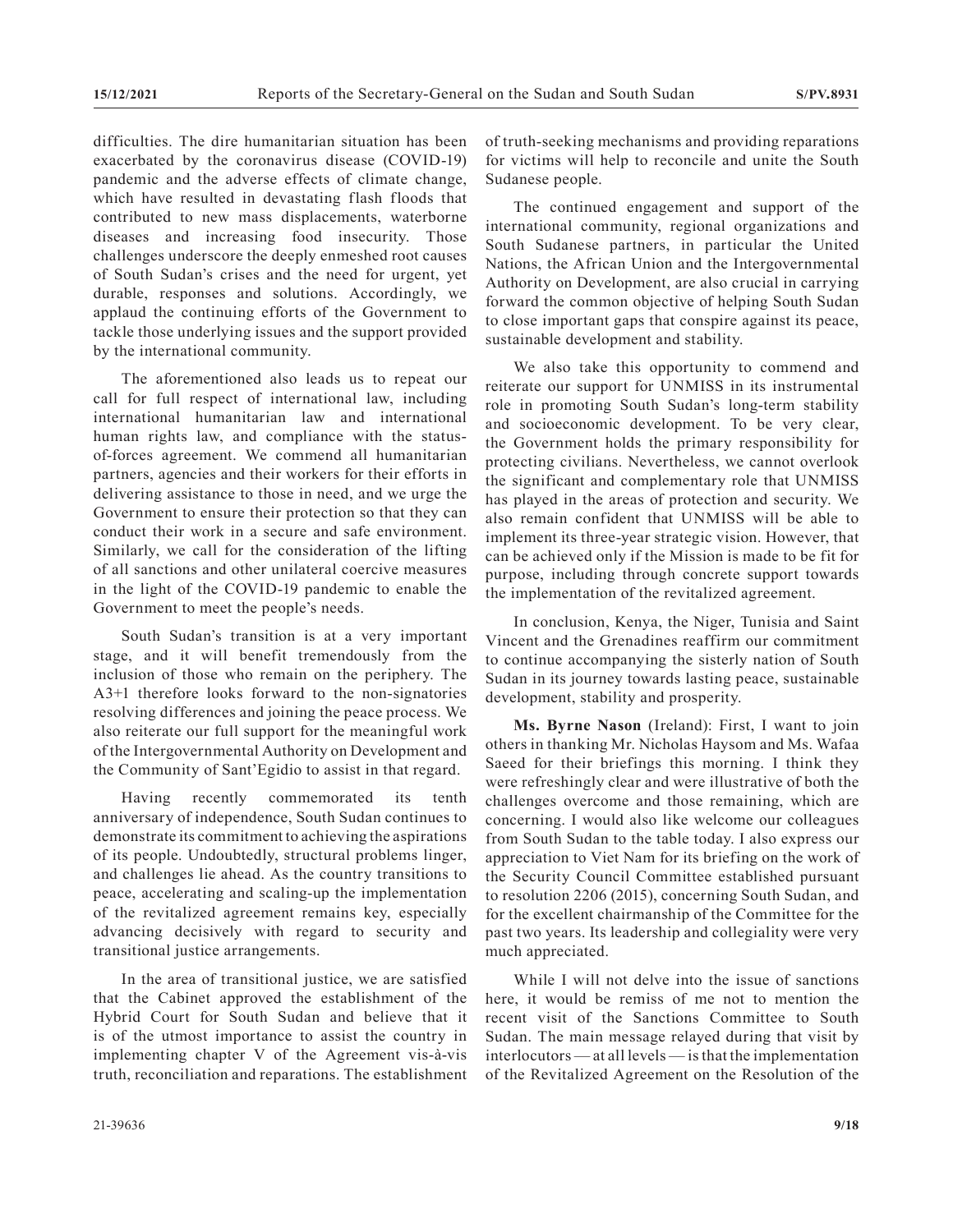difficulties. The dire humanitarian situation has been exacerbated by the coronavirus disease (COVID-19) pandemic and the adverse effects of climate change, which have resulted in devastating flash floods that contributed to new mass displacements, waterborne diseases and increasing food insecurity. Those challenges underscore the deeply enmeshed root causes of South Sudan's crises and the need for urgent, yet durable, responses and solutions. Accordingly, we applaud the continuing efforts of the Government to tackle those underlying issues and the support provided by the international community.

The aforementioned also leads us to repeat our call for full respect of international law, including international humanitarian law and international human rights law, and compliance with the status-of-forces agreement. We commend all humanitarian partners, agencies and their workers for their efforts in delivering assistance to those in need, and we urge the Government to ensure their protection so that they can conduct their work in a secure and safe environment. Similarly, we call for the consideration of the lifting of all sanctions and other unilateral coercive measures in the light of the COVID-19 pandemic to enable the Government to meet the people's needs.

South Sudan's transition is at a very important stage, and it will benefit tremendously from the inclusion of those who remain on the periphery. The A3+1 therefore looks forward to the non-signatories resolving differences and joining the peace process. We also reiterate our full support for the meaningful work of the Intergovernmental Authority on Development and the Community of Sant'Egidio to assist in that regard.

Having recently commemorated its tenth anniversary of independence, South Sudan continues to demonstrate its commitment to achieving the aspirations of its people. Undoubtedly, structural problems linger, and challenges lie ahead. As the country transitions to peace, accelerating and scaling-up the implementation of the revitalized agreement remains key, especially advancing decisively with regard to security and transitional justice arrangements.

In the area of transitional justice, we are satisfied that the Cabinet approved the establishment of the Hybrid Court for South Sudan and believe that it is of the utmost importance to assist the country in implementing chapter V of the Agreement vis-à-vis truth, reconciliation and reparations. The establishment of truth-seeking mechanisms and providing reparations for victims will help to reconcile and unite the South Sudanese people.

The continued engagement and support of the international community, regional organizations and South Sudanese partners, in particular the United Nations, the African Union and the Intergovernmental Authority on Development, are also crucial in carrying forward the common objective of helping South Sudan to close important gaps that conspire against its peace, sustainable development and stability.

We also take this opportunity to commend and reiterate our support for UNMISS in its instrumental role in promoting South Sudan's long-term stability and socioeconomic development. To be very clear, the Government holds the primary responsibility for protecting civilians. Nevertheless, we cannot overlook the significant and complementary role that UNMISS has played in the areas of protection and security. We also remain confident that UNMISS will be able to implement its three-year strategic vision. However, that can be achieved only if the Mission is made to be fit for purpose, including through concrete support towards the implementation of the revitalized agreement.

In conclusion, Kenya, the Niger, Tunisia and Saint Vincent and the Grenadines reaffirm our commitment to continue accompanying the sisterly nation of South Sudan in its journey towards lasting peace, sustainable development, stability and prosperity.

**Ms. Byrne Nason** (Ireland): First, I want to join others in thanking Mr. Nicholas Haysom and Ms. Wafaa Saeed for their briefings this morning. I think they were refreshingly clear and were illustrative of both the challenges overcome and those remaining, which are concerning. I would also like welcome our colleagues from South Sudan to the table today. I also express our appreciation to Viet Nam for its briefing on the work of the Security Council Committee established pursuant to resolution 2206 (2015), concerning South Sudan, and for the excellent chairmanship of the Committee for the past two years. Its leadership and collegiality were very much appreciated.

While I will not delve into the issue of sanctions here, it would be remiss of me not to mention the recent visit of the Sanctions Committee to South Sudan. The main message relayed during that visit by interlocutors — at all levels — is that the implementation of the Revitalized Agreement on the Resolution of the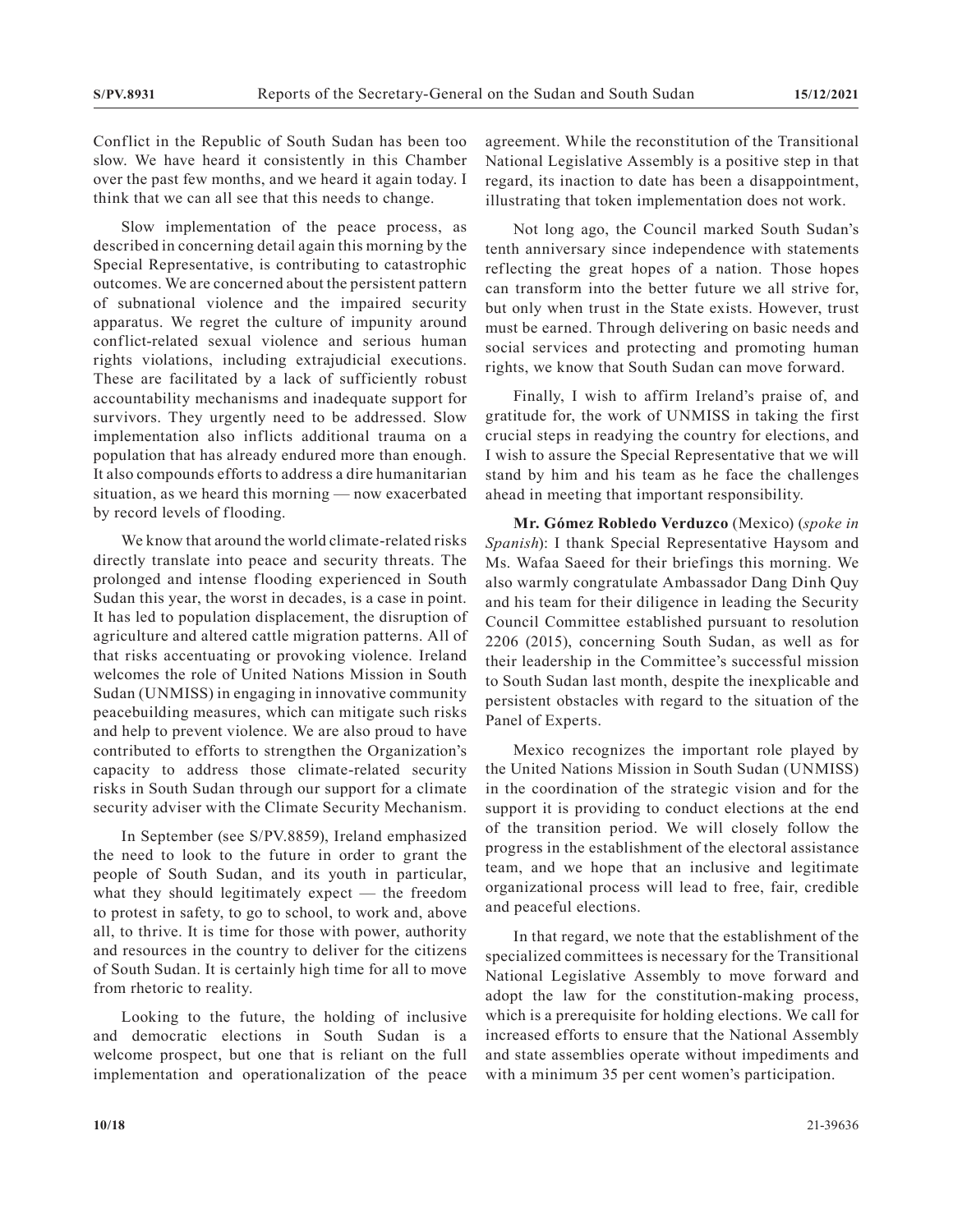Conflict in the Republic of South Sudan has been too slow. We have heard it consistently in this Chamber over the past few months, and we heard it again today. I think that we can all see that this needs to change.

Slow implementation of the peace process, as described in concerning detail again this morning by the Special Representative, is contributing to catastrophic outcomes. We are concerned about the persistent pattern of subnational violence and the impaired security apparatus. We regret the culture of impunity around conflict-related sexual violence and serious human rights violations, including extrajudicial executions. These are facilitated by a lack of sufficiently robust accountability mechanisms and inadequate support for survivors. They urgently need to be addressed. Slow implementation also inflicts additional trauma on a population that has already endured more than enough. It also compounds efforts to address a dire humanitarian situation, as we heard this morning — now exacerbated by record levels of flooding.

We know that around the world climate-related risks directly translate into peace and security threats. The prolonged and intense flooding experienced in South Sudan this year, the worst in decades, is a case in point. It has led to population displacement, the disruption of agriculture and altered cattle migration patterns. All of that risks accentuating or provoking violence. Ireland welcomes the role of United Nations Mission in South Sudan (UNMISS) in engaging in innovative community peacebuilding measures, which can mitigate such risks and help to prevent violence. We are also proud to have contributed to efforts to strengthen the Organization's capacity to address those climate-related security risks in South Sudan through our support for a climate security adviser with the Climate Security Mechanism.

In September (see S/PV.8859), Ireland emphasized the need to look to the future in order to grant the people of South Sudan, and its youth in particular, what they should legitimately expect — the freedom to protest in safety, to go to school, to work and, above all, to thrive. It is time for those with power, authority and resources in the country to deliver for the citizens of South Sudan. It is certainly high time for all to move from rhetoric to reality.

Looking to the future, the holding of inclusive and democratic elections in South Sudan is a welcome prospect, but one that is reliant on the full implementation and operationalization of the peace agreement. While the reconstitution of the Transitional National Legislative Assembly is a positive step in that regard, its inaction to date has been a disappointment, illustrating that token implementation does not work.

Not long ago, the Council marked South Sudan's tenth anniversary since independence with statements reflecting the great hopes of a nation. Those hopes can transform into the better future we all strive for, but only when trust in the State exists. However, trust must be earned. Through delivering on basic needs and social services and protecting and promoting human rights, we know that South Sudan can move forward.

Finally, I wish to affirm Ireland's praise of, and gratitude for, the work of UNMISS in taking the first crucial steps in readying the country for elections, and I wish to assure the Special Representative that we will stand by him and his team as he face the challenges ahead in meeting that important responsibility.

**Mr. Gómez Robledo Verduzco** (Mexico) (*spoke in Spanish*): I thank Special Representative Haysom and Ms. Wafaa Saeed for their briefings this morning. We also warmly congratulate Ambassador Dang Dinh Quy and his team for their diligence in leading the Security Council Committee established pursuant to resolution 2206 (2015), concerning South Sudan, as well as for their leadership in the Committee's successful mission to South Sudan last month, despite the inexplicable and persistent obstacles with regard to the situation of the Panel of Experts.

Mexico recognizes the important role played by the United Nations Mission in South Sudan (UNMISS) in the coordination of the strategic vision and for the support it is providing to conduct elections at the end of the transition period. We will closely follow the progress in the establishment of the electoral assistance team, and we hope that an inclusive and legitimate organizational process will lead to free, fair, credible and peaceful elections.

In that regard, we note that the establishment of the specialized committees is necessary for the Transitional National Legislative Assembly to move forward and adopt the law for the constitution-making process, which is a prerequisite for holding elections. We call for increased efforts to ensure that the National Assembly and state assemblies operate without impediments and with a minimum 35 per cent women's participation.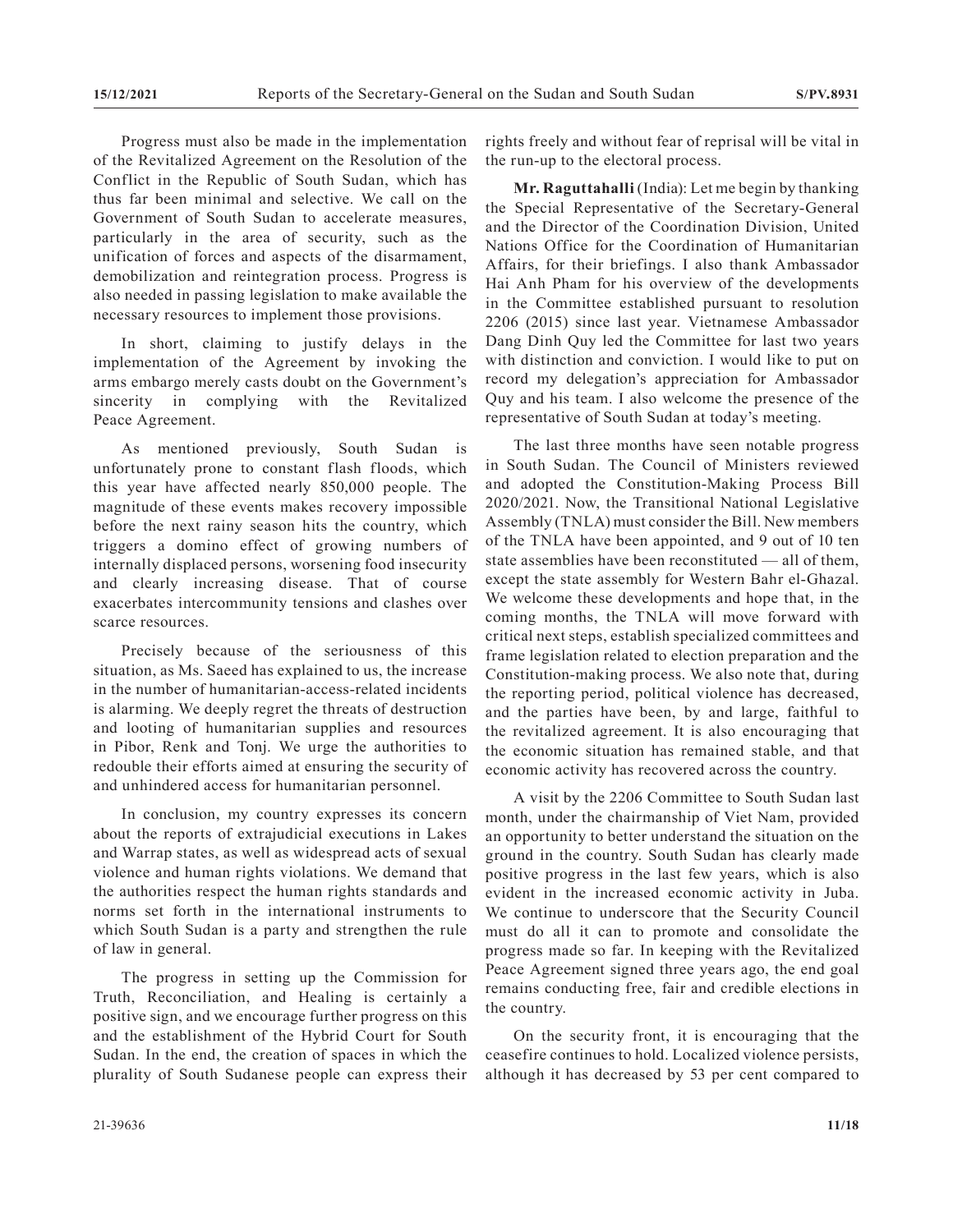Progress must also be made in the implementation of the Revitalized Agreement on the Resolution of the Conflict in the Republic of South Sudan, which has thus far been minimal and selective. We call on the Government of South Sudan to accelerate measures, particularly in the area of security, such as the unification of forces and aspects of the disarmament, demobilization and reintegration process. Progress is also needed in passing legislation to make available the necessary resources to implement those provisions.

In short, claiming to justify delays in the implementation of the Agreement by invoking the arms embargo merely casts doubt on the Government's sincerity in complying with the Revitalized Peace Agreement.

As mentioned previously, South Sudan is unfortunately prone to constant flash floods, which this year have affected nearly 850,000 people. The magnitude of these events makes recovery impossible before the next rainy season hits the country, which triggers a domino effect of growing numbers of internally displaced persons, worsening food insecurity and clearly increasing disease. That of course exacerbates intercommunity tensions and clashes over scarce resources.

Precisely because of the seriousness of this situation, as Ms. Saeed has explained to us, the increase in the number of humanitarian-access-related incidents is alarming. We deeply regret the threats of destruction and looting of humanitarian supplies and resources in Pibor, Renk and Tonj. We urge the authorities to redouble their efforts aimed at ensuring the security of and unhindered access for humanitarian personnel.

In conclusion, my country expresses its concern about the reports of extrajudicial executions in Lakes and Warrap states, as well as widespread acts of sexual violence and human rights violations. We demand that the authorities respect the human rights standards and norms set forth in the international instruments to which South Sudan is a party and strengthen the rule of law in general.

The progress in setting up the Commission for Truth, Reconciliation, and Healing is certainly a positive sign, and we encourage further progress on this and the establishment of the Hybrid Court for South Sudan. In the end, the creation of spaces in which the plurality of South Sudanese people can express their rights freely and without fear of reprisal will be vital in the run-up to the electoral process.

**Mr. Raguttahalli** (India): Let me begin by thanking the Special Representative of the Secretary-General and the Director of the Coordination Division, United Nations Office for the Coordination of Humanitarian Affairs, for their briefings. I also thank Ambassador Hai Anh Pham for his overview of the developments in the Committee established pursuant to resolution 2206 (2015) since last year. Vietnamese Ambassador Dang Dinh Quy led the Committee for last two years with distinction and conviction. I would like to put on record my delegation's appreciation for Ambassador Quy and his team. I also welcome the presence of the representative of South Sudan at today's meeting.

The last three months have seen notable progress in South Sudan. The Council of Ministers reviewed and adopted the Constitution-Making Process Bill 2020/2021. Now, the Transitional National Legislative Assembly (TNLA) must consider the Bill. New members of the TNLA have been appointed, and 9 out of 10 ten state assemblies have been reconstituted — all of them, except the state assembly for Western Bahr el-Ghazal. We welcome these developments and hope that, in the coming months, the TNLA will move forward with critical next steps, establish specialized committees and frame legislation related to election preparation and the Constitution-making process. We also note that, during the reporting period, political violence has decreased, and the parties have been, by and large, faithful to the revitalized agreement. It is also encouraging that the economic situation has remained stable, and that economic activity has recovered across the country.

A visit by the 2206 Committee to South Sudan last month, under the chairmanship of Viet Nam, provided an opportunity to better understand the situation on the ground in the country. South Sudan has clearly made positive progress in the last few years, which is also evident in the increased economic activity in Juba. We continue to underscore that the Security Council must do all it can to promote and consolidate the progress made so far. In keeping with the Revitalized Peace Agreement signed three years ago, the end goal remains conducting free, fair and credible elections in the country.

On the security front, it is encouraging that the ceasefire continues to hold. Localized violence persists, although it has decreased by 53 per cent compared to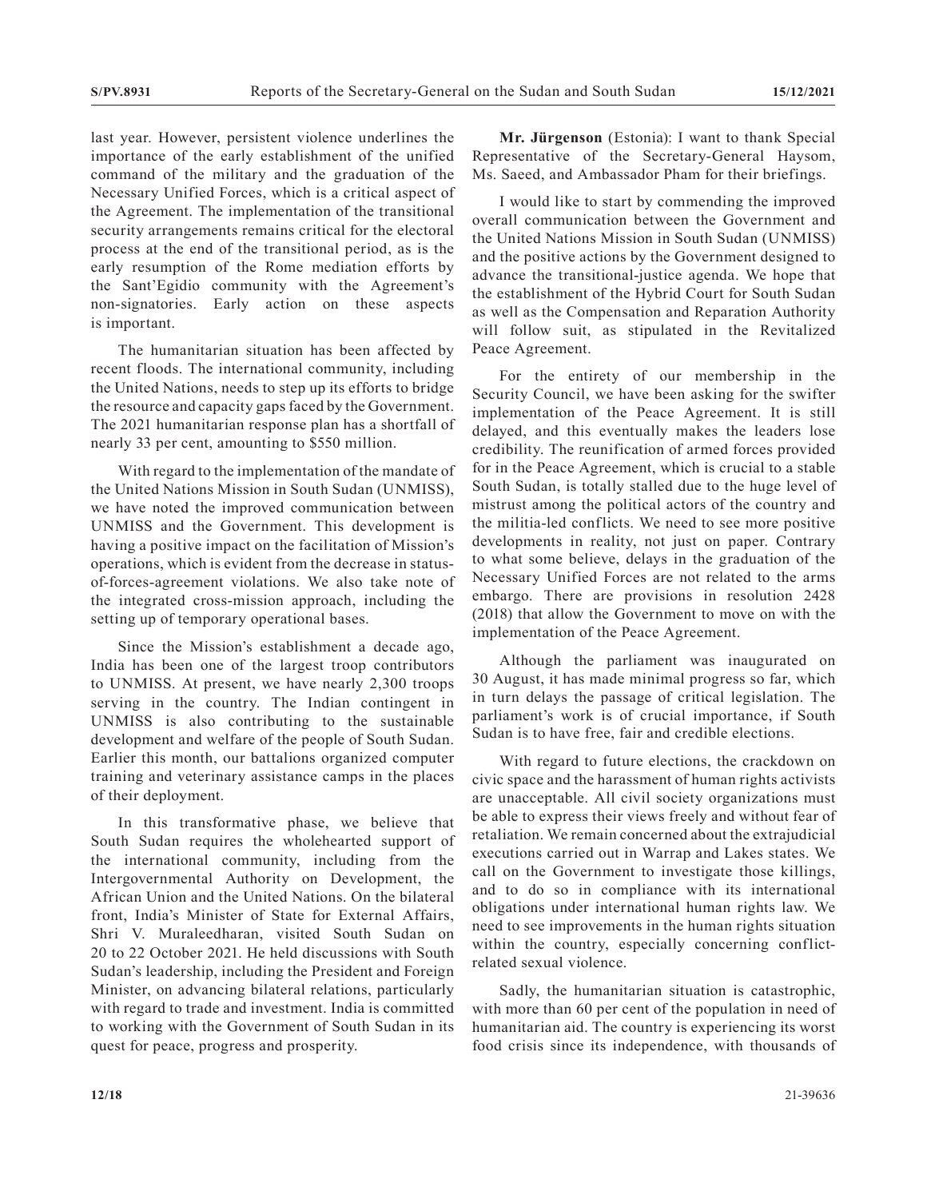last year. However, persistent violence underlines the importance of the early establishment of the unified command of the military and the graduation of the Necessary Unified Forces, which is a critical aspect of the Agreement. The implementation of the transitional security arrangements remains critical for the electoral process at the end of the transitional period, as is the early resumption of the Rome mediation efforts by the Sant'Egidio community with the Agreement's non-signatories. Early action on these aspects is important.

The humanitarian situation has been affected by recent floods. The international community, including the United Nations, needs to step up its efforts to bridge the resource and capacity gaps faced by the Government. The 2021 humanitarian response plan has a shortfall of nearly 33 per cent, amounting to $550 million.

With regard to the implementation of the mandate of the United Nations Mission in South Sudan (UNMISS), we have noted the improved communication between UNMISS and the Government. This development is having a positive impact on the facilitation of Mission's operations, which is evident from the decrease in status-of-forces-agreement violations. We also take note of the integrated cross-mission approach, including the setting up of temporary operational bases.

Since the Mission's establishment a decade ago, India has been one of the largest troop contributors to UNMISS. At present, we have nearly 2,300 troops serving in the country. The Indian contingent in UNMISS is also contributing to the sustainable development and welfare of the people of South Sudan. Earlier this month, our battalions organized computer training and veterinary assistance camps in the places of their deployment.

In this transformative phase, we believe that South Sudan requires the wholehearted support of the international community, including from the Intergovernmental Authority on Development, the African Union and the United Nations. On the bilateral front, India's Minister of State for External Affairs, Shri V. Muraleedharan, visited South Sudan on 20 to 22 October 2021. He held discussions with South Sudan's leadership, including the President and Foreign Minister, on advancing bilateral relations, particularly with regard to trade and investment. India is committed to working with the Government of South Sudan in its quest for peace, progress and prosperity.

**Mr. Jürgenson** (Estonia): I want to thank Special Representative of the Secretary-General Haysom, Ms. Saeed, and Ambassador Pham for their briefings.

I would like to start by commending the improved overall communication between the Government and the United Nations Mission in South Sudan (UNMISS) and the positive actions by the Government designed to advance the transitional-justice agenda. We hope that the establishment of the Hybrid Court for South Sudan as well as the Compensation and Reparation Authority will follow suit, as stipulated in the Revitalized Peace Agreement.

For the entirety of our membership in the Security Council, we have been asking for the swifter implementation of the Peace Agreement. It is still delayed, and this eventually makes the leaders lose credibility. The reunification of armed forces provided for in the Peace Agreement, which is crucial to a stable South Sudan, is totally stalled due to the huge level of mistrust among the political actors of the country and the militia-led conflicts. We need to see more positive developments in reality, not just on paper. Contrary to what some believe, delays in the graduation of the Necessary Unified Forces are not related to the arms embargo. There are provisions in resolution 2428 (2018) that allow the Government to move on with the implementation of the Peace Agreement.

Although the parliament was inaugurated on 30 August, it has made minimal progress so far, which in turn delays the passage of critical legislation. The parliament's work is of crucial importance, if South Sudan is to have free, fair and credible elections.

With regard to future elections, the crackdown on civic space and the harassment of human rights activists are unacceptable. All civil society organizations must be able to express their views freely and without fear of retaliation. We remain concerned about the extrajudicial executions carried out in Warrap and Lakes states. We call on the Government to investigate those killings, and to do so in compliance with its international obligations under international human rights law. We need to see improvements in the human rights situation within the country, especially concerning conflict-related sexual violence.

Sadly, the humanitarian situation is catastrophic, with more than 60 per cent of the population in need of humanitarian aid. The country is experiencing its worst food crisis since its independence, with thousands of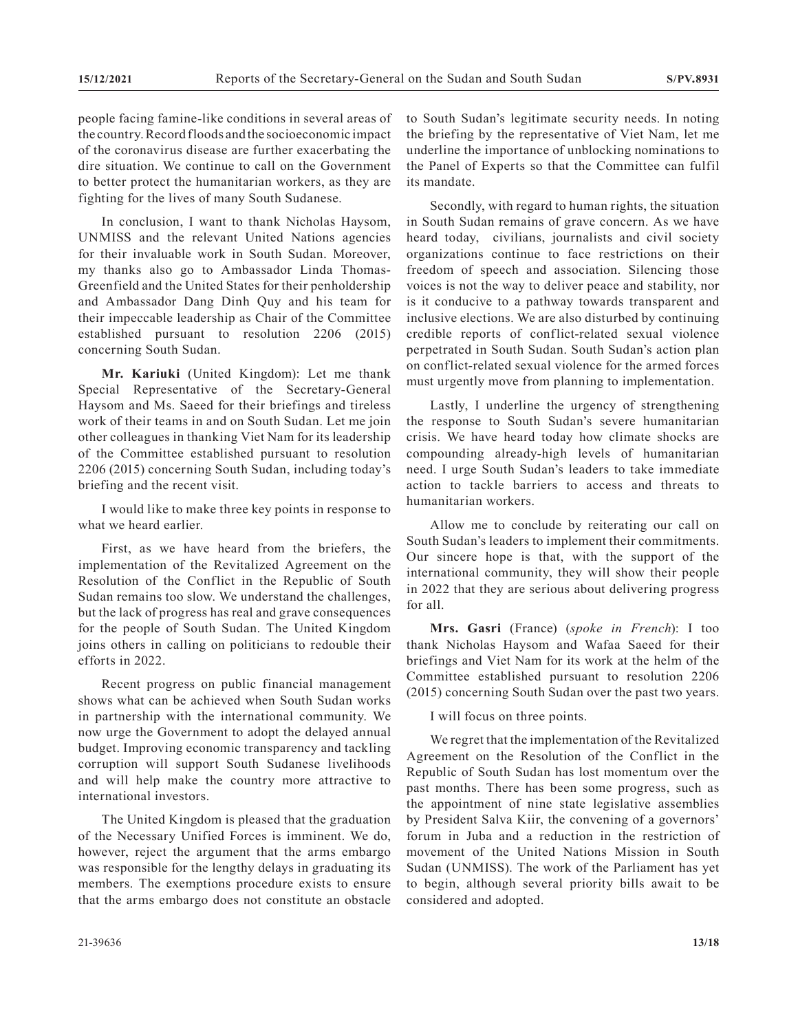people facing famine-like conditions in several areas of the country. Record floods and the socioeconomic impact of the coronavirus disease are further exacerbating the dire situation. We continue to call on the Government to better protect the humanitarian workers, as they are fighting for the lives of many South Sudanese.

In conclusion, I want to thank Nicholas Haysom, UNMISS and the relevant United Nations agencies for their invaluable work in South Sudan. Moreover, my thanks also go to Ambassador Linda Thomas-Greenfield and the United States for their penholdership and Ambassador Dang Dinh Quy and his team for their impeccable leadership as Chair of the Committee established pursuant to resolution 2206 (2015) concerning South Sudan.

**Mr. Kariuki** (United Kingdom): Let me thank Special Representative of the Secretary-General Haysom and Ms. Saeed for their briefings and tireless work of their teams in and on South Sudan. Let me join other colleagues in thanking Viet Nam for its leadership of the Committee established pursuant to resolution 2206 (2015) concerning South Sudan, including today's briefing and the recent visit.

I would like to make three key points in response to what we heard earlier.

First, as we have heard from the briefers, the implementation of the Revitalized Agreement on the Resolution of the Conflict in the Republic of South Sudan remains too slow. We understand the challenges, but the lack of progress has real and grave consequences for the people of South Sudan. The United Kingdom joins others in calling on politicians to redouble their efforts in 2022.

Recent progress on public financial management shows what can be achieved when South Sudan works in partnership with the international community. We now urge the Government to adopt the delayed annual budget. Improving economic transparency and tackling corruption will support South Sudanese livelihoods and will help make the country more attractive to international investors.

The United Kingdom is pleased that the graduation of the Necessary Unified Forces is imminent. We do, however, reject the argument that the arms embargo was responsible for the lengthy delays in graduating its members. The exemptions procedure exists to ensure that the arms embargo does not constitute an obstacle to South Sudan's legitimate security needs. In noting the briefing by the representative of Viet Nam, let me underline the importance of unblocking nominations to the Panel of Experts so that the Committee can fulfil its mandate.

Secondly, with regard to human rights, the situation in South Sudan remains of grave concern. As we have heard today, civilians, journalists and civil society organizations continue to face restrictions on their freedom of speech and association. Silencing those voices is not the way to deliver peace and stability, nor is it conducive to a pathway towards transparent and inclusive elections. We are also disturbed by continuing credible reports of conflict-related sexual violence perpetrated in South Sudan. South Sudan's action plan on conflict-related sexual violence for the armed forces must urgently move from planning to implementation.

Lastly, I underline the urgency of strengthening the response to South Sudan's severe humanitarian crisis. We have heard today how climate shocks are compounding already-high levels of humanitarian need. I urge South Sudan's leaders to take immediate action to tackle barriers to access and threats to humanitarian workers.

Allow me to conclude by reiterating our call on South Sudan's leaders to implement their commitments. Our sincere hope is that, with the support of the international community, they will show their people in 2022 that they are serious about delivering progress for all.

**Mrs. Gasri** (France) (*spoke in French*): I too thank Nicholas Haysom and Wafaa Saeed for their briefings and Viet Nam for its work at the helm of the Committee established pursuant to resolution 2206 (2015) concerning South Sudan over the past two years.

I will focus on three points.

We regret that the implementation of the Revitalized Agreement on the Resolution of the Conflict in the Republic of South Sudan has lost momentum over the past months. There has been some progress, such as the appointment of nine state legislative assemblies by President Salva Kiir, the convening of a governors' forum in Juba and a reduction in the restriction of movement of the United Nations Mission in South Sudan (UNMISS). The work of the Parliament has yet to begin, although several priority bills await to be considered and adopted.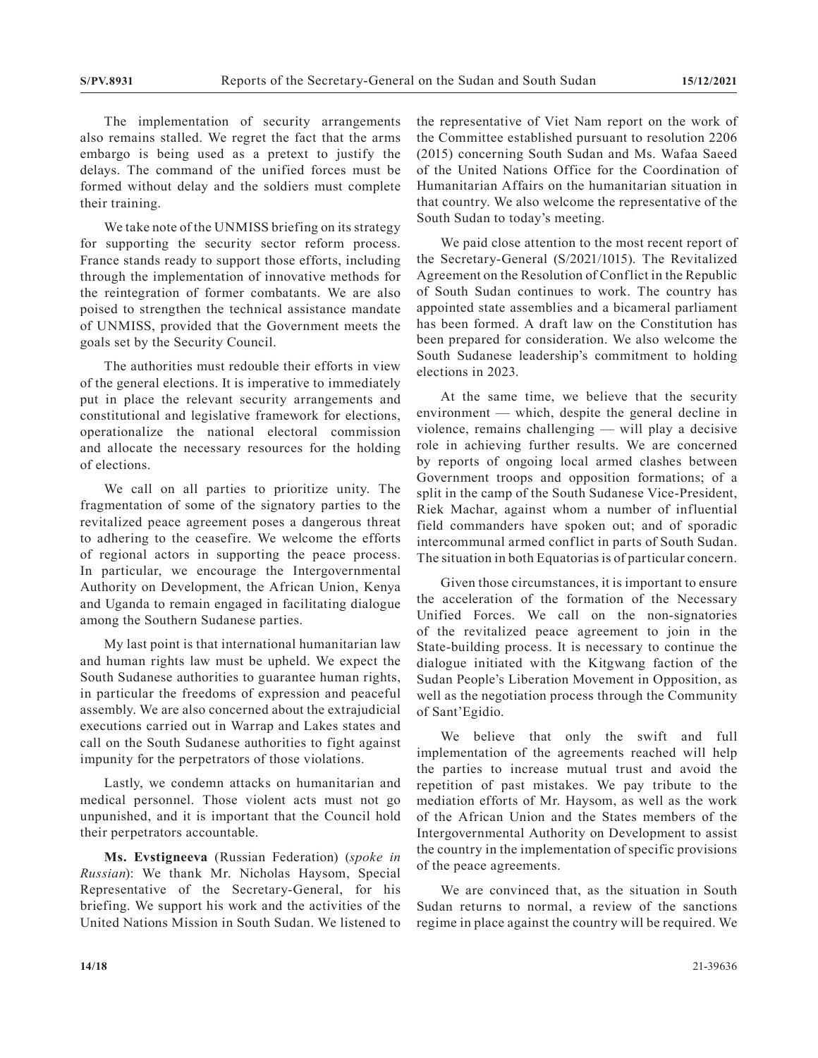The implementation of security arrangements also remains stalled. We regret the fact that the arms embargo is being used as a pretext to justify the delays. The command of the unified forces must be formed without delay and the soldiers must complete their training.

We take note of the UNMISS briefing on its strategy for supporting the security sector reform process. France stands ready to support those efforts, including through the implementation of innovative methods for the reintegration of former combatants. We are also poised to strengthen the technical assistance mandate of UNMISS, provided that the Government meets the goals set by the Security Council.

The authorities must redouble their efforts in view of the general elections. It is imperative to immediately put in place the relevant security arrangements and constitutional and legislative framework for elections, operationalize the national electoral commission and allocate the necessary resources for the holding of elections.

We call on all parties to prioritize unity. The fragmentation of some of the signatory parties to the revitalized peace agreement poses a dangerous threat to adhering to the ceasefire. We welcome the efforts of regional actors in supporting the peace process. In particular, we encourage the Intergovernmental Authority on Development, the African Union, Kenya and Uganda to remain engaged in facilitating dialogue among the Southern Sudanese parties.

My last point is that international humanitarian law and human rights law must be upheld. We expect the South Sudanese authorities to guarantee human rights, in particular the freedoms of expression and peaceful assembly. We are also concerned about the extrajudicial executions carried out in Warrap and Lakes states and call on the South Sudanese authorities to fight against impunity for the perpetrators of those violations.

Lastly, we condemn attacks on humanitarian and medical personnel. Those violent acts must not go unpunished, and it is important that the Council hold their perpetrators accountable.

**Ms. Evstigneeva** (Russian Federation) (*spoke in Russian*): We thank Mr. Nicholas Haysom, Special Representative of the Secretary-General, for his briefing. We support his work and the activities of the United Nations Mission in South Sudan. We listened to the representative of Viet Nam report on the work of the Committee established pursuant to resolution 2206 (2015) concerning South Sudan and Ms. Wafaa Saeed of the United Nations Office for the Coordination of Humanitarian Affairs on the humanitarian situation in that country. We also welcome the representative of the South Sudan to today's meeting.

We paid close attention to the most recent report of the Secretary-General (S/2021/1015). The Revitalized Agreement on the Resolution of Conflict in the Republic of South Sudan continues to work. The country has appointed state assemblies and a bicameral parliament has been formed. A draft law on the Constitution has been prepared for consideration. We also welcome the South Sudanese leadership's commitment to holding elections in 2023.

At the same time, we believe that the security environment — which, despite the general decline in violence, remains challenging — will play a decisive role in achieving further results. We are concerned by reports of ongoing local armed clashes between Government troops and opposition formations; of a split in the camp of the South Sudanese Vice-President, Riek Machar, against whom a number of influential field commanders have spoken out; and of sporadic intercommunal armed conflict in parts of South Sudan. The situation in both Equatorias is of particular concern.

Given those circumstances, it is important to ensure the acceleration of the formation of the Necessary Unified Forces. We call on the non-signatories of the revitalized peace agreement to join in the State-building process. It is necessary to continue the dialogue initiated with the Kitgwang faction of the Sudan People's Liberation Movement in Opposition, as well as the negotiation process through the Community of Sant'Egidio.

We believe that only the swift and full implementation of the agreements reached will help the parties to increase mutual trust and avoid the repetition of past mistakes. We pay tribute to the mediation efforts of Mr. Haysom, as well as the work of the African Union and the States members of the Intergovernmental Authority on Development to assist the country in the implementation of specific provisions of the peace agreements.

We are convinced that, as the situation in South Sudan returns to normal, a review of the sanctions regime in place against the country will be required. We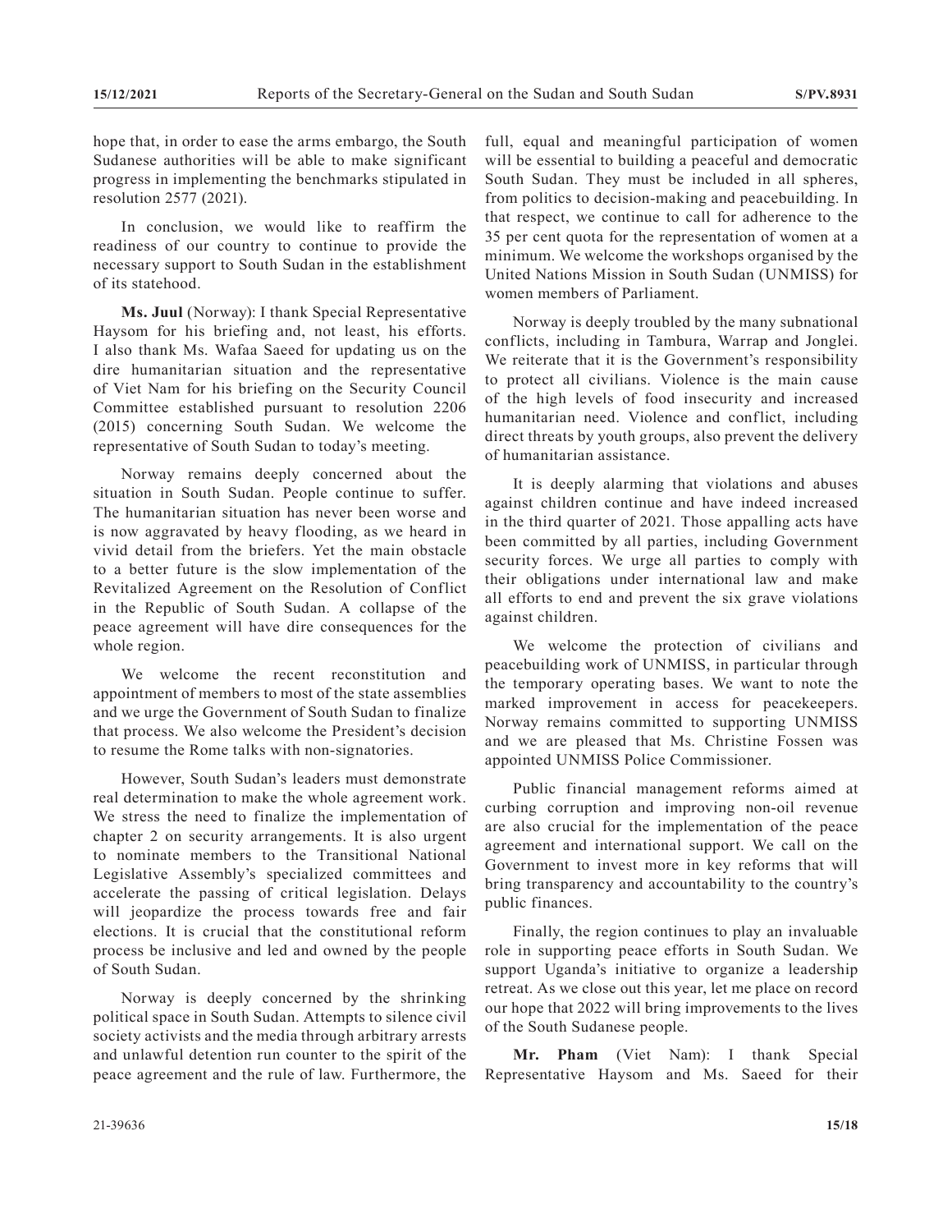hope that, in order to ease the arms embargo, the South Sudanese authorities will be able to make significant progress in implementing the benchmarks stipulated in resolution 2577 (2021).

In conclusion, we would like to reaffirm the readiness of our country to continue to provide the necessary support to South Sudan in the establishment of its statehood.

**Ms. Juul** (Norway): I thank Special Representative Haysom for his briefing and, not least, his efforts. I also thank Ms. Wafaa Saeed for updating us on the dire humanitarian situation and the representative of Viet Nam for his briefing on the Security Council Committee established pursuant to resolution 2206 (2015) concerning South Sudan. We welcome the representative of South Sudan to today's meeting.

Norway remains deeply concerned about the situation in South Sudan. People continue to suffer. The humanitarian situation has never been worse and is now aggravated by heavy flooding, as we heard in vivid detail from the briefers. Yet the main obstacle to a better future is the slow implementation of the Revitalized Agreement on the Resolution of Conflict in the Republic of South Sudan. A collapse of the peace agreement will have dire consequences for the whole region.

We welcome the recent reconstitution and appointment of members to most of the state assemblies and we urge the Government of South Sudan to finalize that process. We also welcome the President's decision to resume the Rome talks with non-signatories.

However, South Sudan's leaders must demonstrate real determination to make the whole agreement work. We stress the need to finalize the implementation of chapter 2 on security arrangements. It is also urgent to nominate members to the Transitional National Legislative Assembly's specialized committees and accelerate the passing of critical legislation. Delays will jeopardize the process towards free and fair elections. It is crucial that the constitutional reform process be inclusive and led and owned by the people of South Sudan.

Norway is deeply concerned by the shrinking political space in South Sudan. Attempts to silence civil society activists and the media through arbitrary arrests and unlawful detention run counter to the spirit of the peace agreement and the rule of law. Furthermore, the full, equal and meaningful participation of women will be essential to building a peaceful and democratic South Sudan. They must be included in all spheres, from politics to decision-making and peacebuilding. In that respect, we continue to call for adherence to the 35 per cent quota for the representation of women at a minimum. We welcome the workshops organised by the United Nations Mission in South Sudan (UNMISS) for women members of Parliament.

Norway is deeply troubled by the many subnational conflicts, including in Tambura, Warrap and Jonglei. We reiterate that it is the Government's responsibility to protect all civilians. Violence is the main cause of the high levels of food insecurity and increased humanitarian need. Violence and conflict, including direct threats by youth groups, also prevent the delivery of humanitarian assistance.

It is deeply alarming that violations and abuses against children continue and have indeed increased in the third quarter of 2021. Those appalling acts have been committed by all parties, including Government security forces. We urge all parties to comply with their obligations under international law and make all efforts to end and prevent the six grave violations against children.

We welcome the protection of civilians and peacebuilding work of UNMISS, in particular through the temporary operating bases. We want to note the marked improvement in access for peacekeepers. Norway remains committed to supporting UNMISS and we are pleased that Ms. Christine Fossen was appointed UNMISS Police Commissioner.

Public financial management reforms aimed at curbing corruption and improving non-oil revenue are also crucial for the implementation of the peace agreement and international support. We call on the Government to invest more in key reforms that will bring transparency and accountability to the country's public finances.

Finally, the region continues to play an invaluable role in supporting peace efforts in South Sudan. We support Uganda's initiative to organize a leadership retreat. As we close out this year, let me place on record our hope that 2022 will bring improvements to the lives of the South Sudanese people.

**Mr. Pham** (Viet Nam): I thank Special Representative Haysom and Ms. Saeed for their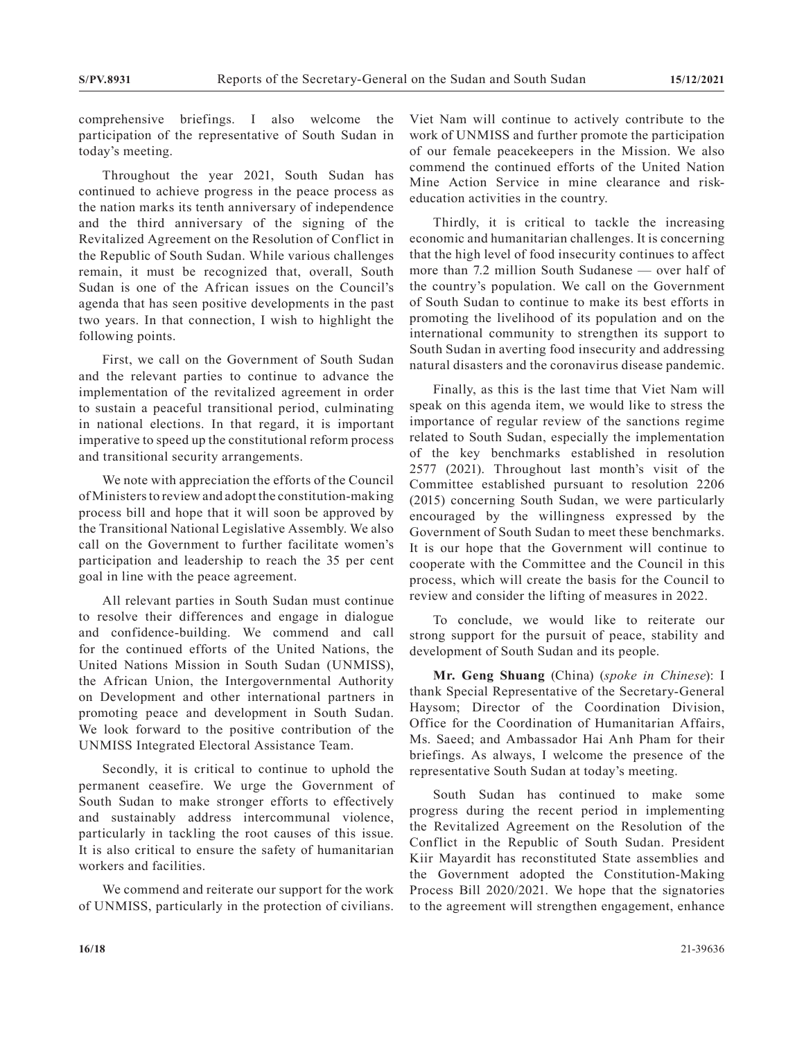comprehensive briefings. I also welcome the participation of the representative of South Sudan in today's meeting.

Throughout the year 2021, South Sudan has continued to achieve progress in the peace process as the nation marks its tenth anniversary of independence and the third anniversary of the signing of the Revitalized Agreement on the Resolution of Conflict in the Republic of South Sudan. While various challenges remain, it must be recognized that, overall, South Sudan is one of the African issues on the Council's agenda that has seen positive developments in the past two years. In that connection, I wish to highlight the following points.

First, we call on the Government of South Sudan and the relevant parties to continue to advance the implementation of the revitalized agreement in order to sustain a peaceful transitional period, culminating in national elections. In that regard, it is important imperative to speed up the constitutional reform process and transitional security arrangements.

We note with appreciation the efforts of the Council of Ministers to review and adopt the constitution-making process bill and hope that it will soon be approved by the Transitional National Legislative Assembly. We also call on the Government to further facilitate women's participation and leadership to reach the 35 per cent goal in line with the peace agreement.

All relevant parties in South Sudan must continue to resolve their differences and engage in dialogue and confidence-building. We commend and call for the continued efforts of the United Nations, the United Nations Mission in South Sudan (UNMISS), the African Union, the Intergovernmental Authority on Development and other international partners in promoting peace and development in South Sudan. We look forward to the positive contribution of the UNMISS Integrated Electoral Assistance Team.

Secondly, it is critical to continue to uphold the permanent ceasefire. We urge the Government of South Sudan to make stronger efforts to effectively and sustainably address intercommunal violence, particularly in tackling the root causes of this issue. It is also critical to ensure the safety of humanitarian workers and facilities.

We commend and reiterate our support for the work of UNMISS, particularly in the protection of civilians. Viet Nam will continue to actively contribute to the work of UNMISS and further promote the participation of our female peacekeepers in the Mission. We also commend the continued efforts of the United Nation Mine Action Service in mine clearance and risk-education activities in the country.

Thirdly, it is critical to tackle the increasing economic and humanitarian challenges. It is concerning that the high level of food insecurity continues to affect more than 7.2 million South Sudanese — over half of the country's population. We call on the Government of South Sudan to continue to make its best efforts in promoting the livelihood of its population and on the international community to strengthen its support to South Sudan in averting food insecurity and addressing natural disasters and the coronavirus disease pandemic.

Finally, as this is the last time that Viet Nam will speak on this agenda item, we would like to stress the importance of regular review of the sanctions regime related to South Sudan, especially the implementation of the key benchmarks established in resolution 2577 (2021). Throughout last month's visit of the Committee established pursuant to resolution 2206 (2015) concerning South Sudan, we were particularly encouraged by the willingness expressed by the Government of South Sudan to meet these benchmarks. It is our hope that the Government will continue to cooperate with the Committee and the Council in this process, which will create the basis for the Council to review and consider the lifting of measures in 2022.

To conclude, we would like to reiterate our strong support for the pursuit of peace, stability and development of South Sudan and its people.

**Mr. Geng Shuang** (China) (*spoke in Chinese*): I thank Special Representative of the Secretary-General Haysom; Director of the Coordination Division, Office for the Coordination of Humanitarian Affairs, Ms. Saeed; and Ambassador Hai Anh Pham for their briefings. As always, I welcome the presence of the representative South Sudan at today's meeting.

South Sudan has continued to make some progress during the recent period in implementing the Revitalized Agreement on the Resolution of the Conflict in the Republic of South Sudan. President Kiir Mayardit has reconstituted State assemblies and the Government adopted the Constitution-Making Process Bill 2020/2021. We hope that the signatories to the agreement will strengthen engagement, enhance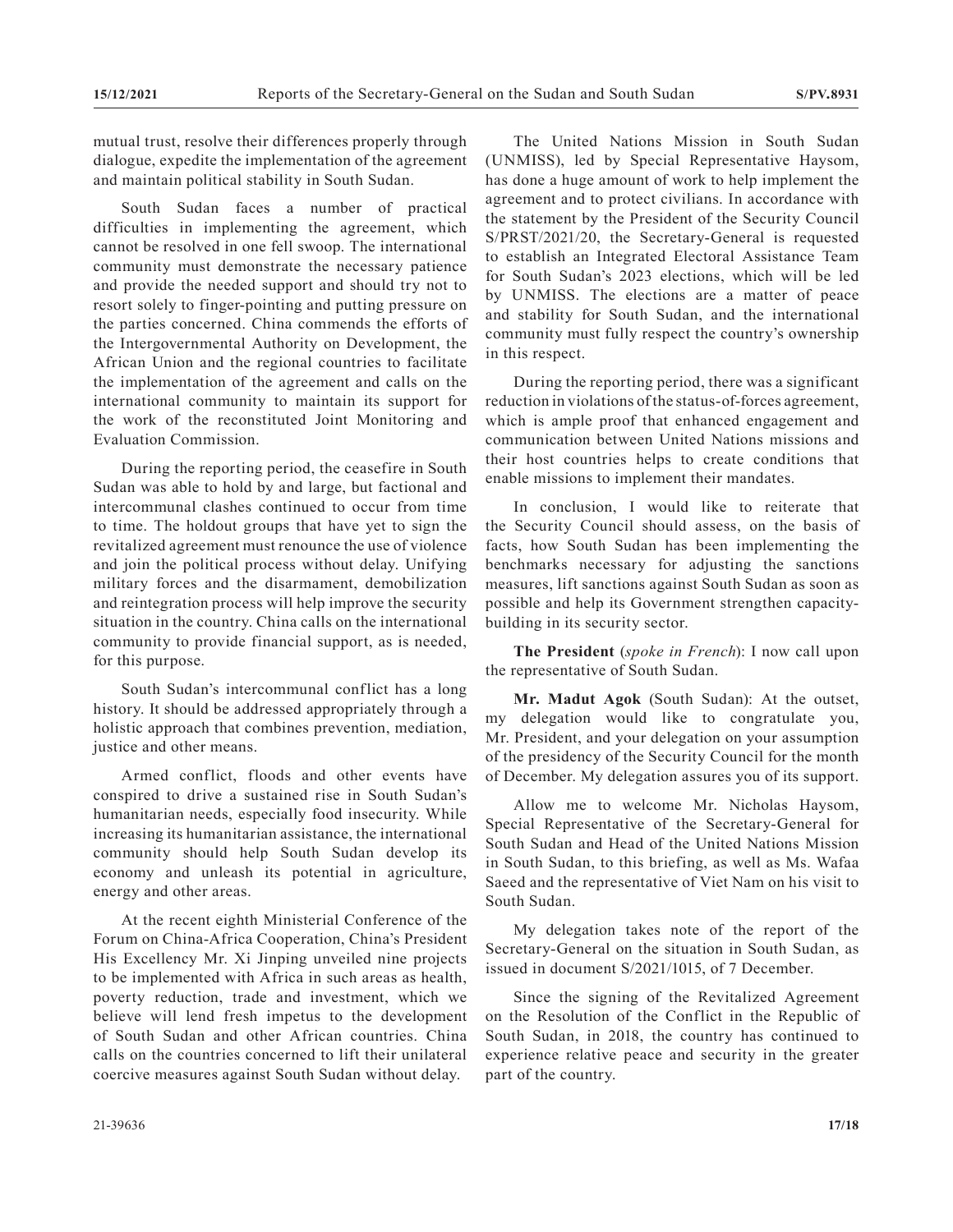mutual trust, resolve their differences properly through dialogue, expedite the implementation of the agreement and maintain political stability in South Sudan.

South Sudan faces a number of practical difficulties in implementing the agreement, which cannot be resolved in one fell swoop. The international community must demonstrate the necessary patience and provide the needed support and should try not to resort solely to finger-pointing and putting pressure on the parties concerned. China commends the efforts of the Intergovernmental Authority on Development, the African Union and the regional countries to facilitate the implementation of the agreement and calls on the international community to maintain its support for the work of the reconstituted Joint Monitoring and Evaluation Commission.

During the reporting period, the ceasefire in South Sudan was able to hold by and large, but factional and intercommunal clashes continued to occur from time to time. The holdout groups that have yet to sign the revitalized agreement must renounce the use of violence and join the political process without delay. Unifying military forces and the disarmament, demobilization and reintegration process will help improve the security situation in the country. China calls on the international community to provide financial support, as is needed, for this purpose.

South Sudan's intercommunal conflict has a long history. It should be addressed appropriately through a holistic approach that combines prevention, mediation, justice and other means.

Armed conflict, floods and other events have conspired to drive a sustained rise in South Sudan's humanitarian needs, especially food insecurity. While increasing its humanitarian assistance, the international community should help South Sudan develop its economy and unleash its potential in agriculture, energy and other areas.

At the recent eighth Ministerial Conference of the Forum on China-Africa Cooperation, China's President His Excellency Mr. Xi Jinping unveiled nine projects to be implemented with Africa in such areas as health, poverty reduction, trade and investment, which we believe will lend fresh impetus to the development of South Sudan and other African countries. China calls on the countries concerned to lift their unilateral coercive measures against South Sudan without delay.

The United Nations Mission in South Sudan (UNMISS), led by Special Representative Haysom, has done a huge amount of work to help implement the agreement and to protect civilians. In accordance with the statement by the President of the Security Council S/PRST/2021/20, the Secretary-General is requested to establish an Integrated Electoral Assistance Team for South Sudan's 2023 elections, which will be led by UNMISS. The elections are a matter of peace and stability for South Sudan, and the international community must fully respect the country's ownership in this respect.

During the reporting period, there was a significant reduction in violations of the status-of-forces agreement, which is ample proof that enhanced engagement and communication between United Nations missions and their host countries helps to create conditions that enable missions to implement their mandates.

In conclusion, I would like to reiterate that the Security Council should assess, on the basis of facts, how South Sudan has been implementing the benchmarks necessary for adjusting the sanctions measures, lift sanctions against South Sudan as soon as possible and help its Government strengthen capacity-building in its security sector.

**The President** (*spoke in French*): I now call upon the representative of South Sudan.

**Mr. Madut Agok** (South Sudan): At the outset, my delegation would like to congratulate you, Mr. President, and your delegation on your assumption of the presidency of the Security Council for the month of December. My delegation assures you of its support.

Allow me to welcome Mr. Nicholas Haysom, Special Representative of the Secretary-General for South Sudan and Head of the United Nations Mission in South Sudan, to this briefing, as well as Ms. Wafaa Saeed and the representative of Viet Nam on his visit to South Sudan.

My delegation takes note of the report of the Secretary-General on the situation in South Sudan, as issued in document S/2021/1015, of 7 December.

Since the signing of the Revitalized Agreement on the Resolution of the Conflict in the Republic of South Sudan, in 2018, the country has continued to experience relative peace and security in the greater part of the country.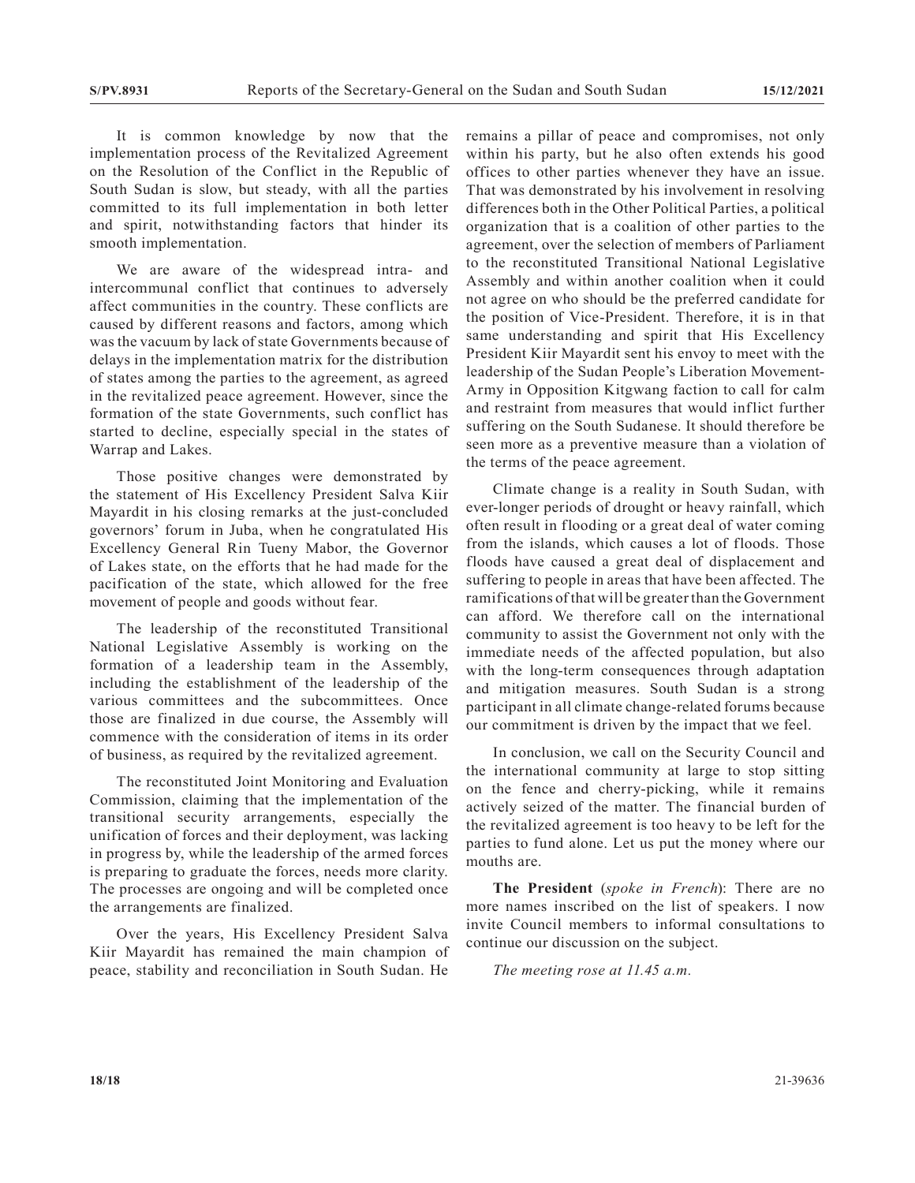It is common knowledge by now that the implementation process of the Revitalized Agreement on the Resolution of the Conflict in the Republic of South Sudan is slow, but steady, with all the parties committed to its full implementation in both letter and spirit, notwithstanding factors that hinder its smooth implementation.

We are aware of the widespread intra- and intercommunal conflict that continues to adversely affect communities in the country. These conflicts are caused by different reasons and factors, among which was the vacuum by lack of state Governments because of delays in the implementation matrix for the distribution of states among the parties to the agreement, as agreed in the revitalized peace agreement. However, since the formation of the state Governments, such conflict has started to decline, especially special in the states of Warrap and Lakes.

Those positive changes were demonstrated by the statement of His Excellency President Salva Kiir Mayardit in his closing remarks at the just-concluded governors' forum in Juba, when he congratulated His Excellency General Rin Tueny Mabor, the Governor of Lakes state, on the efforts that he had made for the pacification of the state, which allowed for the free movement of people and goods without fear.

The leadership of the reconstituted Transitional National Legislative Assembly is working on the formation of a leadership team in the Assembly, including the establishment of the leadership of the various committees and the subcommittees. Once those are finalized in due course, the Assembly will commence with the consideration of items in its order of business, as required by the revitalized agreement.

The reconstituted Joint Monitoring and Evaluation Commission, claiming that the implementation of the transitional security arrangements, especially the unification of forces and their deployment, was lacking in progress by, while the leadership of the armed forces is preparing to graduate the forces, needs more clarity. The processes are ongoing and will be completed once the arrangements are finalized.

Over the years, His Excellency President Salva Kiir Mayardit has remained the main champion of peace, stability and reconciliation in South Sudan. He remains a pillar of peace and compromises, not only within his party, but he also often extends his good offices to other parties whenever they have an issue. That was demonstrated by his involvement in resolving differences both in the Other Political Parties, a political organization that is a coalition of other parties to the agreement, over the selection of members of Parliament to the reconstituted Transitional National Legislative Assembly and within another coalition when it could not agree on who should be the preferred candidate for the position of Vice-President. Therefore, it is in that same understanding and spirit that His Excellency President Kiir Mayardit sent his envoy to meet with the leadership of the Sudan People's Liberation Movement-Army in Opposition Kitgwang faction to call for calm and restraint from measures that would inflict further suffering on the South Sudanese. It should therefore be seen more as a preventive measure than a violation of the terms of the peace agreement.

Climate change is a reality in South Sudan, with ever-longer periods of drought or heavy rainfall, which often result in flooding or a great deal of water coming from the islands, which causes a lot of floods. Those floods have caused a great deal of displacement and suffering to people in areas that have been affected. The ramifications of that will be greater than the Government can afford. We therefore call on the international community to assist the Government not only with the immediate needs of the affected population, but also with the long-term consequences through adaptation and mitigation measures. South Sudan is a strong participant in all climate change-related forums because our commitment is driven by the impact that we feel.

In conclusion, we call on the Security Council and the international community at large to stop sitting on the fence and cherry-picking, while it remains actively seized of the matter. The financial burden of the revitalized agreement is too heavy to be left for the parties to fund alone. Let us put the money where our mouths are.

**The President** (*spoke in French*): There are no more names inscribed on the list of speakers. I now invite Council members to informal consultations to continue our discussion on the subject.

*The meeting rose at 11.45 a.m.*